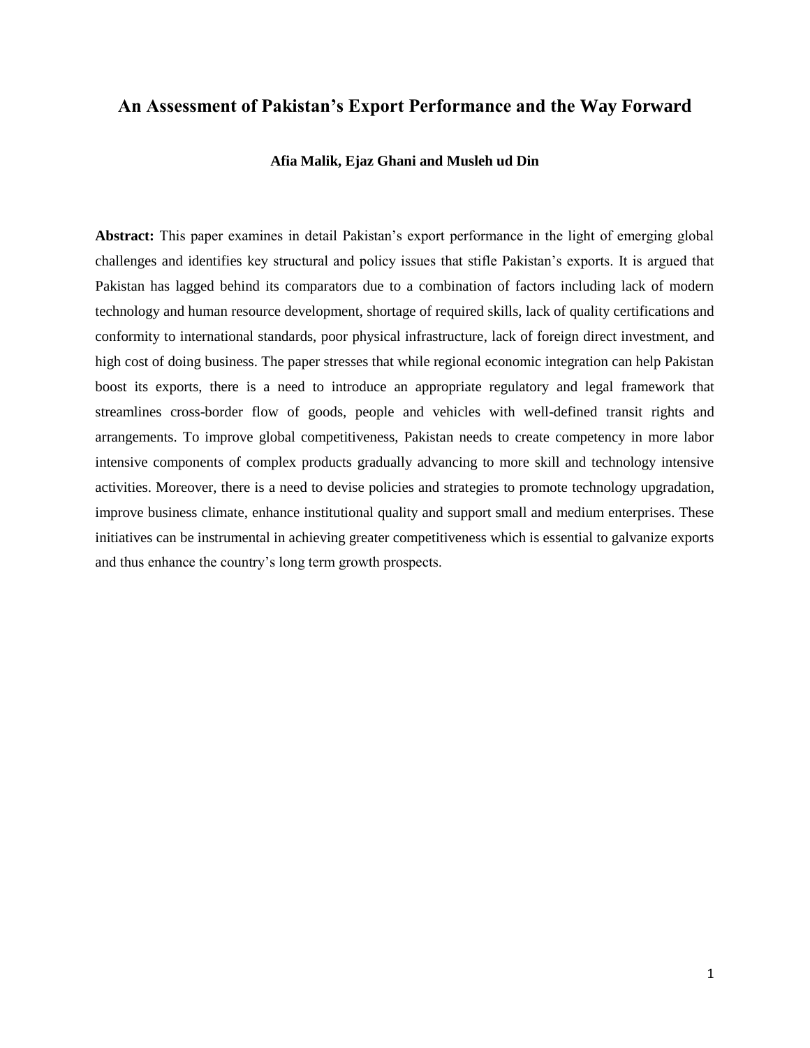# An Assessment of Pakistan's Export Performance and the Way Forward

**Afia Malik, Ejaz Ghani and Musleh ud Din**

**Abstract:** This paper examines in detail Pakistan's export performance in the light of emerging global challenges and identifies key structural and policy issues that stifle Pakistan's exports. It is argued that Pakistan has lagged behind its comparators due to a combination of factors including lack of modern technology and human resource development, shortage of required skills, lack of quality certifications and conformity to international standards, poor physical infrastructure, lack of foreign direct investment, and high cost of doing business. The paper stresses that while regional economic integration can help Pakistan boost its exports, there is a need to introduce an appropriate regulatory and legal framework that streamlines cross-border flow of goods, people and vehicles with well-defined transit rights and arrangements. To improve global competitiveness, Pakistan needs to create competency in more labor intensive components of complex products gradually advancing to more skill and technology intensive activities. Moreover, there is a need to devise policies and strategies to promote technology upgradation, improve business climate, enhance institutional quality and support small and medium enterprises. These initiatives can be instrumental in achieving greater competitiveness which is essential to galvanize exports and thus enhance the country's long term growth prospects.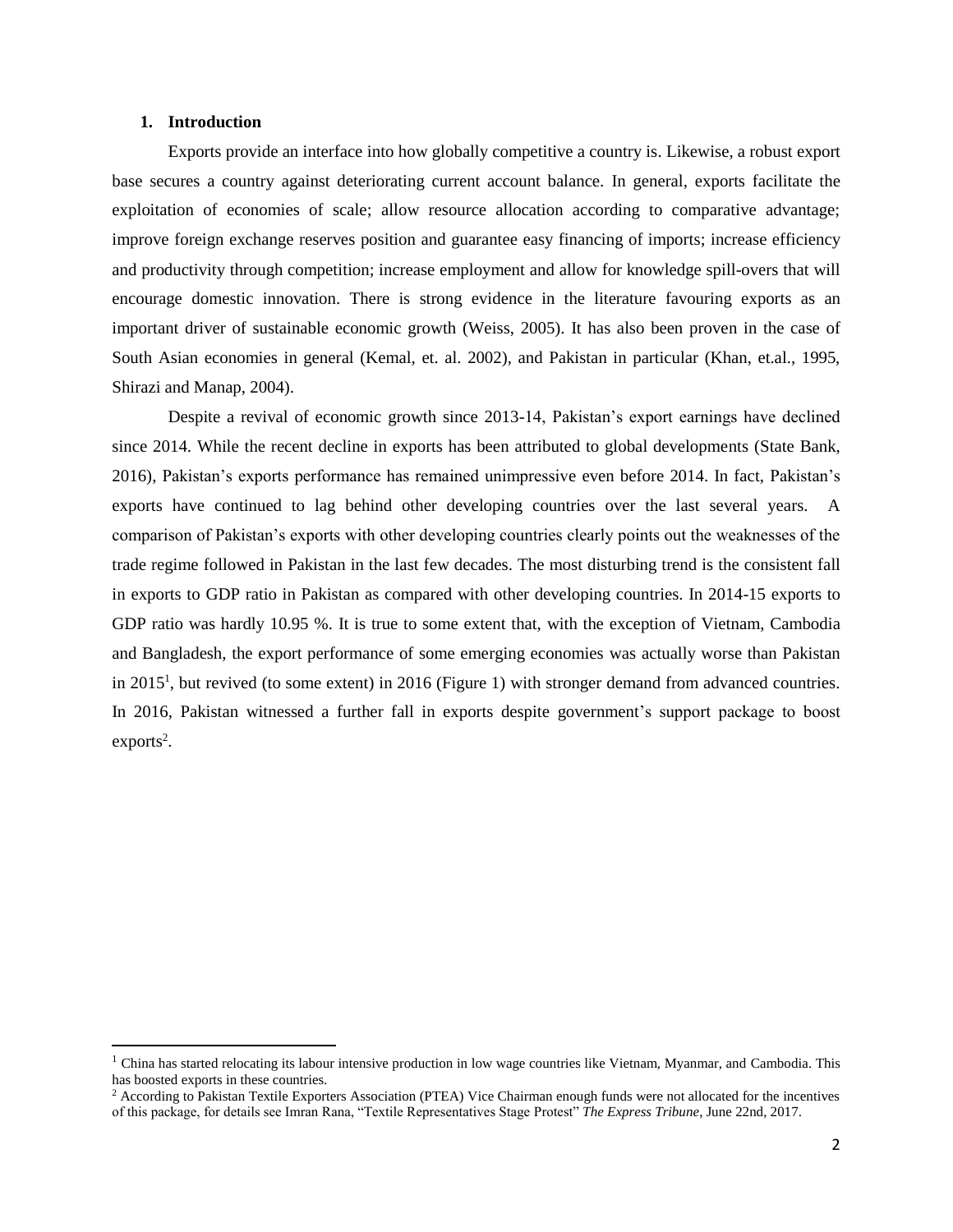## 1. Introduction

Exports provide an interface into how globally competitive a country is. Likewise, a robust export base secures a country against deteriorating current account balance. In general, exports facilitate the exploitation of economies of scale; allow resource allocation according to comparative advantage; improve foreign exchange reserves position and guarantee easy financing of imports; increase efficiency and productivity through competition; increase employment and allow for knowledge spill-overs that will encourage domestic innovation. There is strong evidence in the literature favouring exports as an important driver of sustainable economic growth (Weiss, 2005). It has also been proven in the case of South Asian economies in general (Kemal, et. al. 2002), and Pakistan in particular (Khan, et.al., 1995, Shirazi and Manap, 2004).

Despite a revival of economic growth since 2013-14, Pakistan's export earnings have declined since 2014. While the recent decline in exports has been attributed to global developments (State Bank, 2016), Pakistan's exports performance has remained unimpressive even before 2014. In fact, Pakistan's exports have continued to lag behind other developing countries over the last several years. A comparison of Pakistan's exports with other developing countries clearly points out the weaknesses of the trade regime followed in Pakistan in the last few decades. The most disturbing trend is the consistent fall in exports to GDP ratio in Pakistan as compared with other developing countries. In 2014-15 exports to GDP ratio was hardly 10.95 %. It is true to some extent that, with the exception of Vietnam, Cambodia and Bangladesh, the export performance of some emerging economies was actually worse than Pakistan in 2015[1], but revived (to some extent) in 2016 (Figure 1) with stronger demand from advanced countries. In 2016, Pakistan witnessed a further fall in exports despite government's support package to boost exports[2].

[1] China has started relocating its labour intensive production in low wage countries like Vietnam, Myanmar, and Cambodia. This has boosted exports in these countries.

[2] According to Pakistan Textile Exporters Association (PTEA) Vice Chairman enough funds were not allocated for the incentives of this package, for details see Imran Rana, "Textile Representatives Stage Protest" *The Express Tribune*, June 22nd, 2017.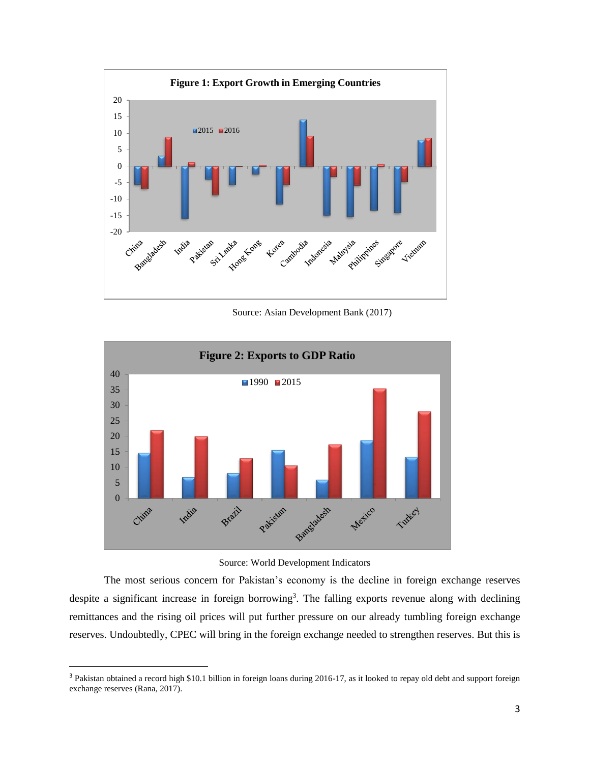**Figure 1: Export Growth in Emerging Countries**

Source: Asian Development Bank (2017)

**Figure 2: Exports to GDP Ratio**

Source: World Development Indicators

The most serious concern for Pakistan's economy is the decline in foreign exchange reserves despite a significant increase in foreign borrowing[3]. The falling exports revenue along with declining remittances and the rising oil prices will put further pressure on our already tumbling foreign exchange reserves. Undoubtedly, CPEC will bring in the foreign exchange needed to strengthen reserves. But this is

---

[3] Pakistan obtained a record high $10.1 billion in foreign loans during 2016-17, as it looked to repay old debt and support foreign exchange reserves (Rana, 2017).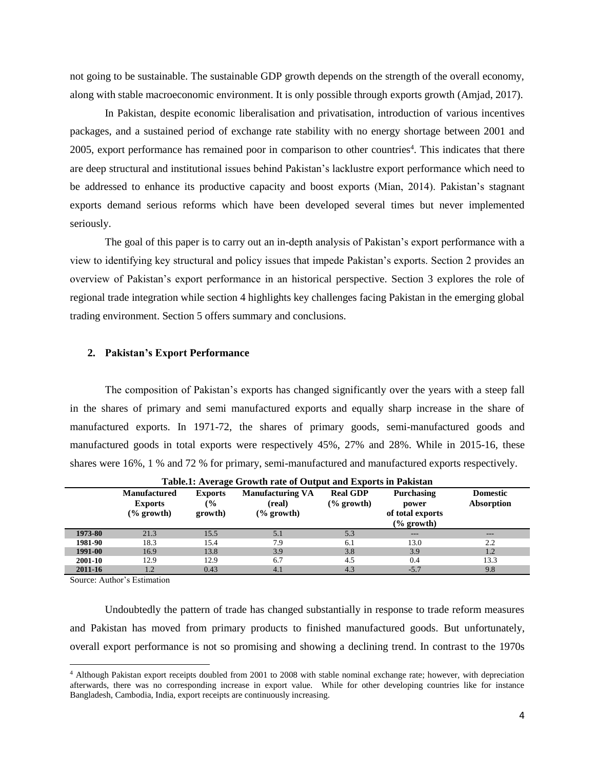not going to be sustainable. The sustainable GDP growth depends on the strength of the overall economy, along with stable macroeconomic environment. It is only possible through exports growth (Amjad, 2017).

In Pakistan, despite economic liberalisation and privatisation, introduction of various incentives packages, and a sustained period of exchange rate stability with no energy shortage between 2001 and 2005, export performance has remained poor in comparison to other countries[4]. This indicates that there are deep structural and institutional issues behind Pakistan's lacklustre export performance which need to be addressed to enhance its productive capacity and boost exports (Mian, 2014). Pakistan's stagnant exports demand serious reforms which have been developed several times but never implemented seriously.

The goal of this paper is to carry out an in-depth analysis of Pakistan's export performance with a view to identifying key structural and policy issues that impede Pakistan's exports. Section 2 provides an overview of Pakistan's export performance in an historical perspective. Section 3 explores the role of regional trade integration while section 4 highlights key challenges facing Pakistan in the emerging global trading environment. Section 5 offers summary and conclusions.

## 2. Pakistan's Export Performance

The composition of Pakistan's exports has changed significantly over the years with a steep fall in the shares of primary and semi manufactured exports and equally sharp increase in the share of manufactured exports. In 1971-72, the shares of primary goods, semi-manufactured goods and manufactured goods in total exports were respectively 45%, 27% and 28%. While in 2015-16, these shares were 16%, 1 % and 72 % for primary, semi-manufactured and manufactured exports respectively.

**Table.1: Average Growth rate of Output and Exports in Pakistan**

| | Manufactured Exports (% growth) | Exports (% growth) | Manufacturing VA (real) (% growth) | Real GDP (% growth) | Purchasing power of total exports (% growth) | Domestic Absorption |
|---|---|---|---|---|---|---|
| **1973-80** | 21.3 | 15.5 | 5.1 | 5.3 | --- | --- |
| **1981-90** | 18.3 | 15.4 | 7.9 | 6.1 | 13.0 | 2.2 |
| **1991-00** | 16.9 | 13.8 | 3.9 | 3.8 | 3.9 | 1.2 |
| **2001-10** | 12.9 | 12.9 | 6.7 | 4.5 | 0.4 | 13.3 |
| **2011-16** | 1.2 | 0.43 | 4.1 | 4.3 | -5.7 | 9.8 |

Source: Author's Estimation

Undoubtedly the pattern of trade has changed substantially in response to trade reform measures and Pakistan has moved from primary products to finished manufactured goods. But unfortunately, overall export performance is not so promising and showing a declining trend. In contrast to the 1970s

[4] Although Pakistan export receipts doubled from 2001 to 2008 with stable nominal exchange rate; however, with depreciation afterwards, there was no corresponding increase in export value. While for other developing countries like for instance Bangladesh, Cambodia, India, export receipts are continuously increasing.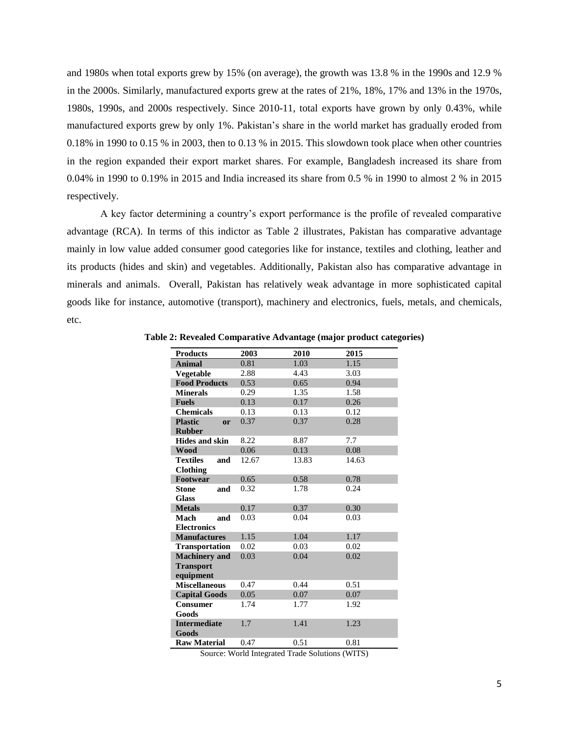and 1980s when total exports grew by 15% (on average), the growth was 13.8 % in the 1990s and 12.9 % in the 2000s. Similarly, manufactured exports grew at the rates of 21%, 18%, 17% and 13% in the 1970s, 1980s, 1990s, and 2000s respectively. Since 2010-11, total exports have grown by only 0.43%, while manufactured exports grew by only 1%. Pakistan's share in the world market has gradually eroded from 0.18% in 1990 to 0.15 % in 2003, then to 0.13 % in 2015. This slowdown took place when other countries in the region expanded their export market shares. For example, Bangladesh increased its share from 0.04% in 1990 to 0.19% in 2015 and India increased its share from 0.5 % in 1990 to almost 2 % in 2015 respectively.

A key factor determining a country's export performance is the profile of revealed comparative advantage (RCA). In terms of this indictor as Table 2 illustrates, Pakistan has comparative advantage mainly in low value added consumer good categories like for instance, textiles and clothing, leather and its products (hides and skin) and vegetables. Additionally, Pakistan also has comparative advantage in minerals and animals. Overall, Pakistan has relatively weak advantage in more sophisticated capital goods like for instance, automotive (transport), machinery and electronics, fuels, metals, and chemicals, etc.

**Table 2: Revealed Comparative Advantage (major product categories)**

| Products | 2003 | 2010 | 2015 |
|---|---|---|---|
| **Animal** | 0.81 | 1.03 | 1.15 |
| **Vegetable** | 2.88 | 4.43 | 3.03 |
| **Food Products** | 0.53 | 0.65 | 0.94 |
| **Minerals** | 0.29 | 1.35 | 1.58 |
| **Fuels** | 0.13 | 0.17 | 0.26 |
| **Chemicals** | 0.13 | 0.13 | 0.12 |
| **Plastic or Rubber** | 0.37 | 0.37 | 0.28 |
| **Hides and skin** | 8.22 | 8.87 | 7.7 |
| **Wood** | 0.06 | 0.13 | 0.08 |
| **Textiles and Clothing** | 12.67 | 13.83 | 14.63 |
| **Footwear** | 0.65 | 0.58 | 0.78 |
| **Stone and Glass** | 0.32 | 1.78 | 0.24 |
| **Metals** | 0.17 | 0.37 | 0.30 |
| **Mach and Electronics** | 0.03 | 0.04 | 0.03 |
| **Manufactures** | 1.15 | 1.04 | 1.17 |
| **Transportation** | 0.02 | 0.03 | 0.02 |
| **Machinery and Transport equipment** | 0.03 | 0.04 | 0.02 |
| **Miscellaneous** | 0.47 | 0.44 | 0.51 |
| **Capital Goods** | 0.05 | 0.07 | 0.07 |
| **Consumer Goods** | 1.74 | 1.77 | 1.92 |
| **Intermediate Goods** | 1.7 | 1.41 | 1.23 |
| **Raw Material** | 0.47 | 0.51 | 0.81 |

Source: World Integrated Trade Solutions (WITS)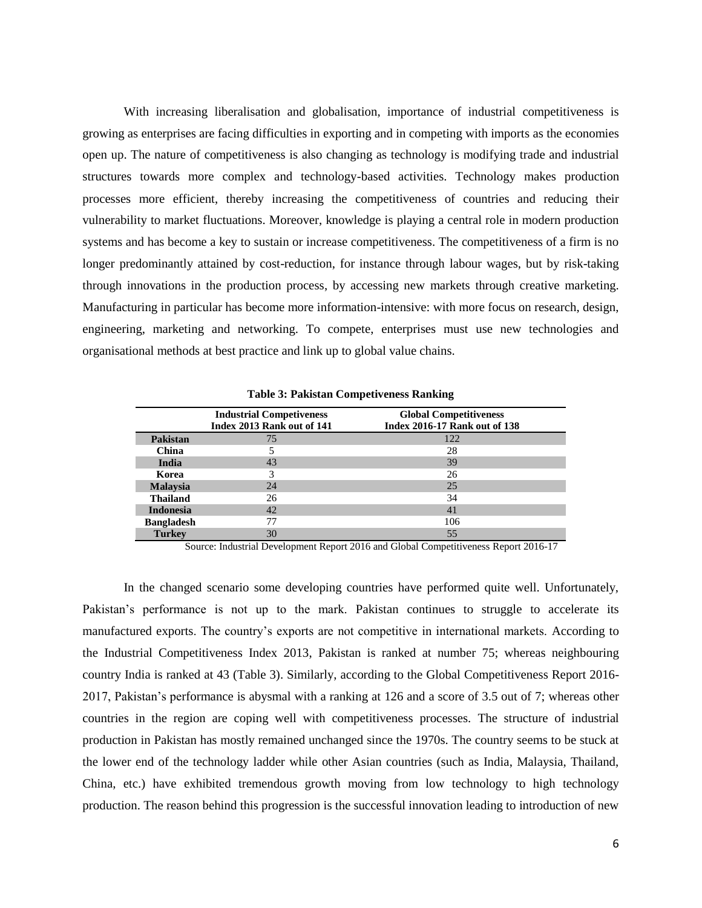With increasing liberalisation and globalisation, importance of industrial competitiveness is growing as enterprises are facing difficulties in exporting and in competing with imports as the economies open up. The nature of competitiveness is also changing as technology is modifying trade and industrial structures towards more complex and technology-based activities. Technology makes production processes more efficient, thereby increasing the competitiveness of countries and reducing their vulnerability to market fluctuations. Moreover, knowledge is playing a central role in modern production systems and has become a key to sustain or increase competitiveness. The competitiveness of a firm is no longer predominantly attained by cost-reduction, for instance through labour wages, but by risk-taking through innovations in the production process, by accessing new markets through creative marketing. Manufacturing in particular has become more information-intensive: with more focus on research, design, engineering, marketing and networking. To compete, enterprises must use new technologies and organisational methods at best practice and link up to global value chains.

**Table 3: Pakistan Competiveness Ranking**

| | Industrial Competiveness Index 2013 Rank out of 141 | Global Competitiveness Index 2016-17 Rank out of 138 |
|---|---|---|
| **Pakistan** | 75 | 122 |
| **China** | 5 | 28 |
| **India** | 43 | 39 |
| **Korea** | 3 | 26 |
| **Malaysia** | 24 | 25 |
| **Thailand** | 26 | 34 |
| **Indonesia** | 42 | 41 |
| **Bangladesh** | 77 | 106 |
| **Turkey** | 30 | 55 |

Source: Industrial Development Report 2016 and Global Competitiveness Report 2016-17

In the changed scenario some developing countries have performed quite well. Unfortunately, Pakistan's performance is not up to the mark. Pakistan continues to struggle to accelerate its manufactured exports. The country's exports are not competitive in international markets. According to the Industrial Competitiveness Index 2013, Pakistan is ranked at number 75; whereas neighbouring country India is ranked at 43 (Table 3). Similarly, according to the Global Competitiveness Report 2016-2017, Pakistan's performance is abysmal with a ranking at 126 and a score of 3.5 out of 7; whereas other countries in the region are coping well with competitiveness processes. The structure of industrial production in Pakistan has mostly remained unchanged since the 1970s. The country seems to be stuck at the lower end of the technology ladder while other Asian countries (such as India, Malaysia, Thailand, China, etc.) have exhibited tremendous growth moving from low technology to high technology production. The reason behind this progression is the successful innovation leading to introduction of new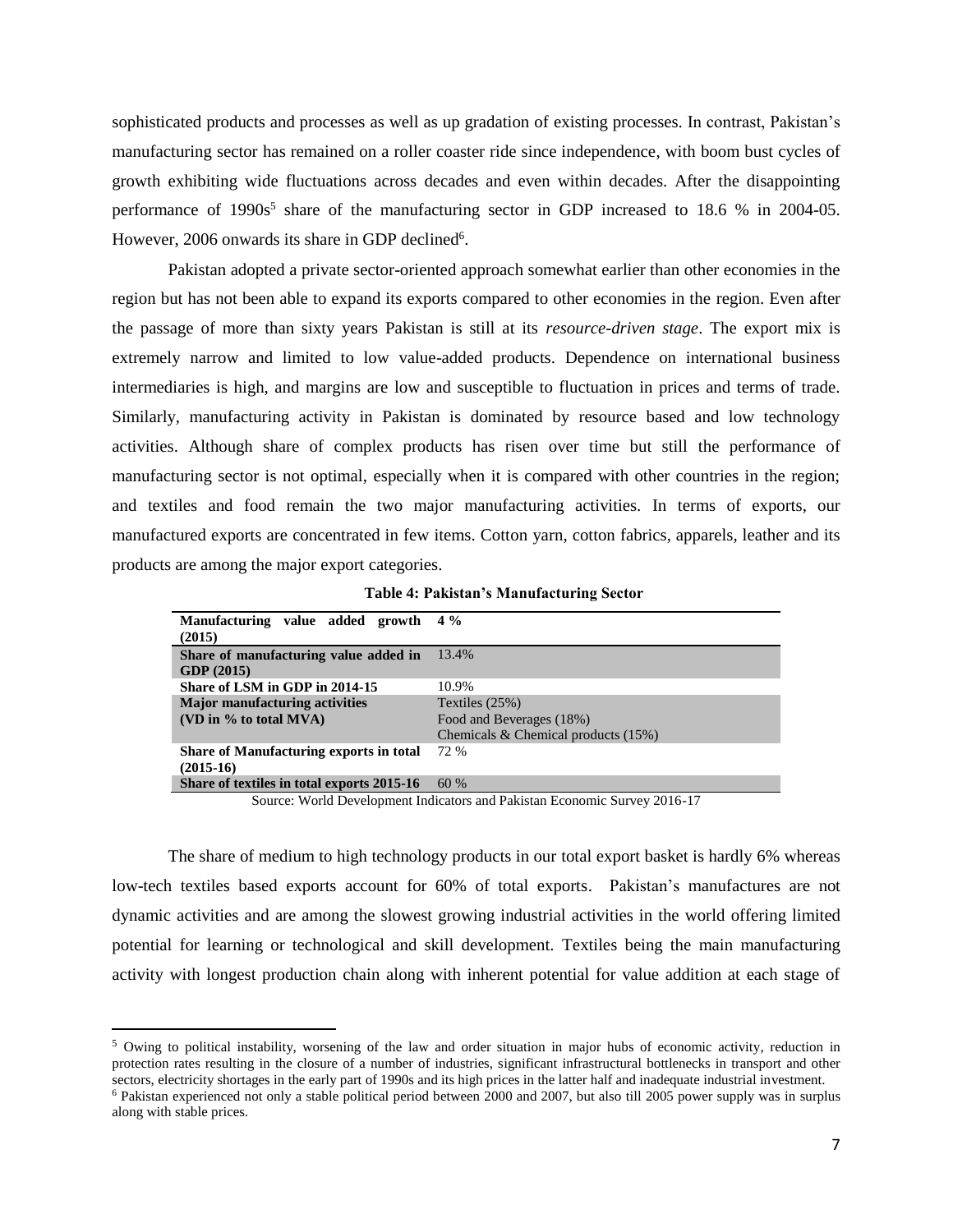sophisticated products and processes as well as up gradation of existing processes. In contrast, Pakistan's manufacturing sector has remained on a roller coaster ride since independence, with boom bust cycles of growth exhibiting wide fluctuations across decades and even within decades. After the disappointing performance of 1990s[5] share of the manufacturing sector in GDP increased to 18.6 % in 2004-05. However, 2006 onwards its share in GDP declined[6].

Pakistan adopted a private sector-oriented approach somewhat earlier than other economies in the region but has not been able to expand its exports compared to other economies in the region. Even after the passage of more than sixty years Pakistan is still at its *resource-driven stage*. The export mix is extremely narrow and limited to low value-added products. Dependence on international business intermediaries is high, and margins are low and susceptible to fluctuation in prices and terms of trade. Similarly, manufacturing activity in Pakistan is dominated by resource based and low technology activities. Although share of complex products has risen over time but still the performance of manufacturing sector is not optimal, especially when it is compared with other countries in the region; and textiles and food remain the two major manufacturing activities. In terms of exports, our manufactured exports are concentrated in few items. Cotton yarn, cotton fabrics, apparels, leather and its products are among the major export categories.

**Table 4: Pakistan's Manufacturing Sector**

| | |
|---|---|
| **Manufacturing value added growth (2015)** | **4 %** |
| **Share of manufacturing value added in GDP (2015)** | 13.4% |
| **Share of LSM in GDP in 2014-15** | 10.9% |
| **Major manufacturing activities (VD in % to total MVA)** | Textiles (25%)<br>Food and Beverages (18%)<br>Chemicals & Chemical products (15%) |
| **Share of Manufacturing exports in total (2015-16)** | 72 % |
| **Share of textiles in total exports 2015-16** | 60 % |

Source: World Development Indicators and Pakistan Economic Survey 2016-17

The share of medium to high technology products in our total export basket is hardly 6% whereas low-tech textiles based exports account for 60% of total exports. Pakistan's manufactures are not dynamic activities and are among the slowest growing industrial activities in the world offering limited potential for learning or technological and skill development. Textiles being the main manufacturing activity with longest production chain along with inherent potential for value addition at each stage of

[5] Owing to political instability, worsening of the law and order situation in major hubs of economic activity, reduction in protection rates resulting in the closure of a number of industries, significant infrastructural bottlenecks in transport and other sectors, electricity shortages in the early part of 1990s and its high prices in the latter half and inadequate industrial investment.

[6] Pakistan experienced not only a stable political period between 2000 and 2007, but also till 2005 power supply was in surplus along with stable prices.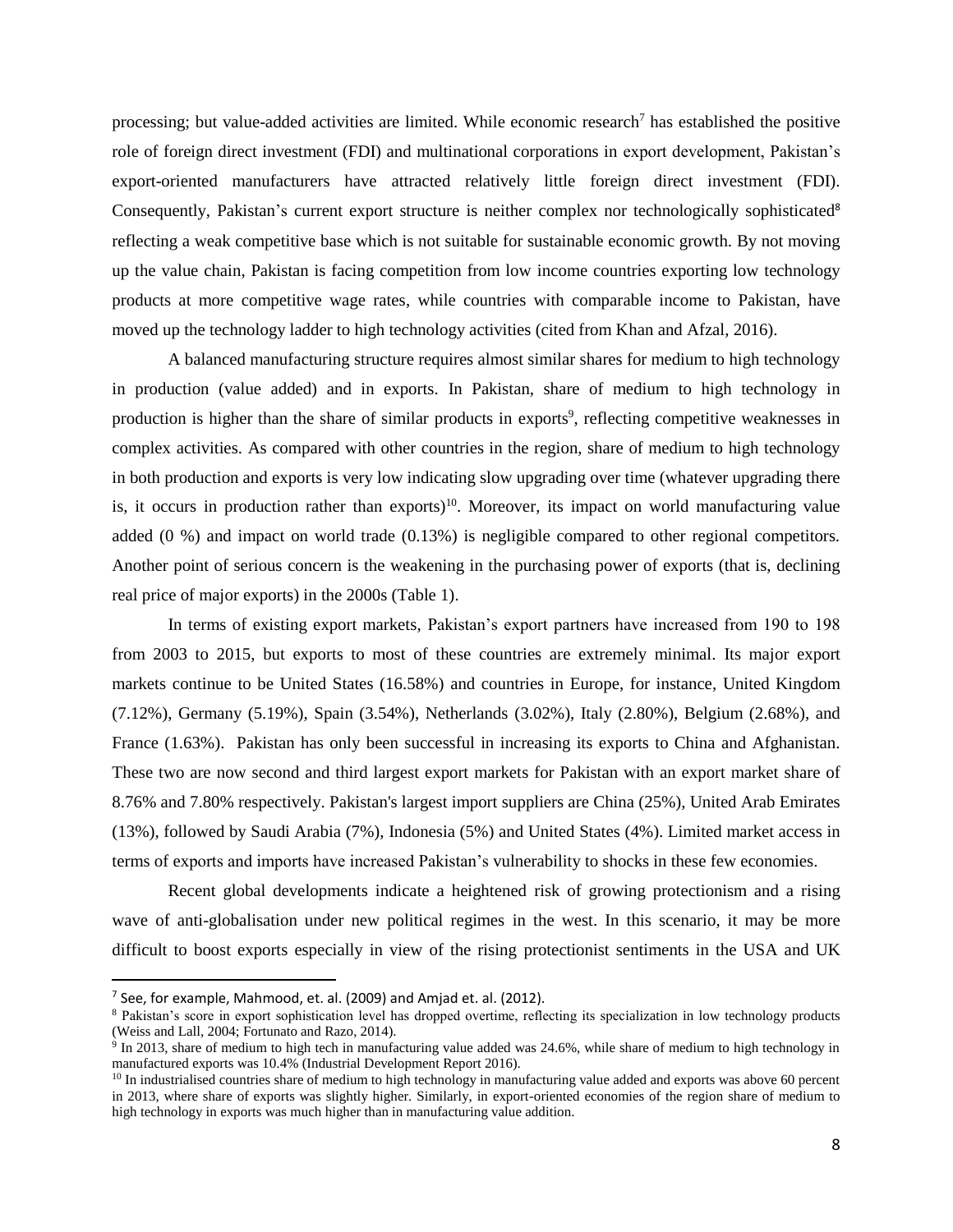processing; but value-added activities are limited. While economic research[7] has established the positive role of foreign direct investment (FDI) and multinational corporations in export development, Pakistan's export-oriented manufacturers have attracted relatively little foreign direct investment (FDI). Consequently, Pakistan's current export structure is neither complex nor technologically sophisticated[8] reflecting a weak competitive base which is not suitable for sustainable economic growth. By not moving up the value chain, Pakistan is facing competition from low income countries exporting low technology products at more competitive wage rates, while countries with comparable income to Pakistan, have moved up the technology ladder to high technology activities (cited from Khan and Afzal, 2016).

A balanced manufacturing structure requires almost similar shares for medium to high technology in production (value added) and in exports. In Pakistan, share of medium to high technology in production is higher than the share of similar products in exports[9], reflecting competitive weaknesses in complex activities. As compared with other countries in the region, share of medium to high technology in both production and exports is very low indicating slow upgrading over time (whatever upgrading there is, it occurs in production rather than exports)[10]. Moreover, its impact on world manufacturing value added (0 %) and impact on world trade (0.13%) is negligible compared to other regional competitors. Another point of serious concern is the weakening in the purchasing power of exports (that is, declining real price of major exports) in the 2000s (Table 1).

In terms of existing export markets, Pakistan's export partners have increased from 190 to 198 from 2003 to 2015, but exports to most of these countries are extremely minimal. Its major export markets continue to be United States (16.58%) and countries in Europe, for instance, United Kingdom (7.12%), Germany (5.19%), Spain (3.54%), Netherlands (3.02%), Italy (2.80%), Belgium (2.68%), and France (1.63%). Pakistan has only been successful in increasing its exports to China and Afghanistan. These two are now second and third largest export markets for Pakistan with an export market share of 8.76% and 7.80% respectively. Pakistan's largest import suppliers are China (25%), United Arab Emirates (13%), followed by Saudi Arabia (7%), Indonesia (5%) and United States (4%). Limited market access in terms of exports and imports have increased Pakistan's vulnerability to shocks in these few economies.

Recent global developments indicate a heightened risk of growing protectionism and a rising wave of anti-globalisation under new political regimes in the west. In this scenario, it may be more difficult to boost exports especially in view of the rising protectionist sentiments in the USA and UK

---

[7] See, for example, Mahmood, et. al. (2009) and Amjad et. al. (2012).

[8] Pakistan's score in export sophistication level has dropped overtime, reflecting its specialization in low technology products (Weiss and Lall, 2004; Fortunato and Razo, 2014).

[9] In 2013, share of medium to high tech in manufacturing value added was 24.6%, while share of medium to high technology in manufactured exports was 10.4% (Industrial Development Report 2016).

[10] In industrialised countries share of medium to high technology in manufacturing value added and exports was above 60 percent in 2013, where share of exports was slightly higher. Similarly, in export-oriented economies of the region share of medium to high technology in exports was much higher than in manufacturing value addition.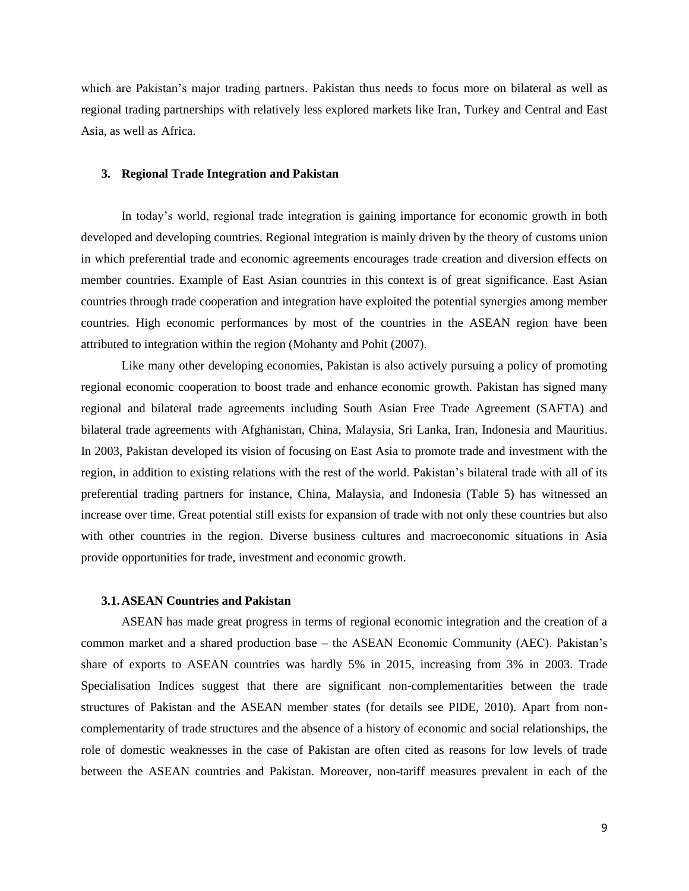which are Pakistan's major trading partners. Pakistan thus needs to focus more on bilateral as well as regional trading partnerships with relatively less explored markets like Iran, Turkey and Central and East Asia, as well as Africa.

## 3. Regional Trade Integration and Pakistan

In today's world, regional trade integration is gaining importance for economic growth in both developed and developing countries. Regional integration is mainly driven by the theory of customs union in which preferential trade and economic agreements encourages trade creation and diversion effects on member countries. Example of East Asian countries in this context is of great significance. East Asian countries through trade cooperation and integration have exploited the potential synergies among member countries. High economic performances by most of the countries in the ASEAN region have been attributed to integration within the region (Mohanty and Pohit (2007).

Like many other developing economies, Pakistan is also actively pursuing a policy of promoting regional economic cooperation to boost trade and enhance economic growth. Pakistan has signed many regional and bilateral trade agreements including South Asian Free Trade Agreement (SAFTA) and bilateral trade agreements with Afghanistan, China, Malaysia, Sri Lanka, Iran, Indonesia and Mauritius. In 2003, Pakistan developed its vision of focusing on East Asia to promote trade and investment with the region, in addition to existing relations with the rest of the world. Pakistan's bilateral trade with all of its preferential trading partners for instance, China, Malaysia, and Indonesia (Table 5) has witnessed an increase over time. Great potential still exists for expansion of trade with not only these countries but also with other countries in the region. Diverse business cultures and macroeconomic situations in Asia provide opportunities for trade, investment and economic growth.

### 3.1. ASEAN Countries and Pakistan

ASEAN has made great progress in terms of regional economic integration and the creation of a common market and a shared production base – the ASEAN Economic Community (AEC). Pakistan's share of exports to ASEAN countries was hardly 5% in 2015, increasing from 3% in 2003. Trade Specialisation Indices suggest that there are significant non-complementarities between the trade structures of Pakistan and the ASEAN member states (for details see PIDE, 2010). Apart from non-complementarity of trade structures and the absence of a history of economic and social relationships, the role of domestic weaknesses in the case of Pakistan are often cited as reasons for low levels of trade between the ASEAN countries and Pakistan. Moreover, non-tariff measures prevalent in each of the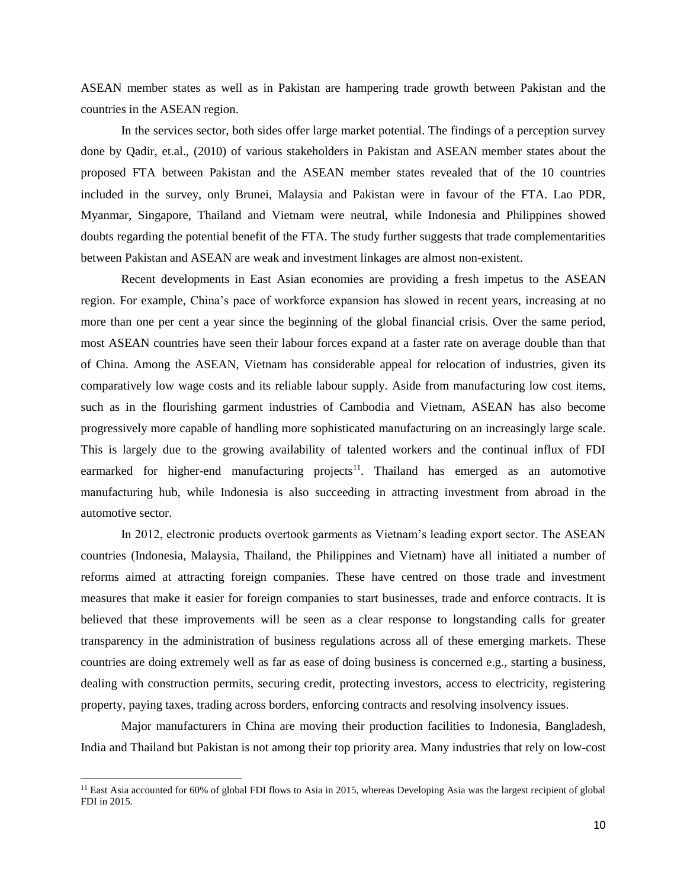ASEAN member states as well as in Pakistan are hampering trade growth between Pakistan and the countries in the ASEAN region.

In the services sector, both sides offer large market potential. The findings of a perception survey done by Qadir, et.al., (2010) of various stakeholders in Pakistan and ASEAN member states about the proposed FTA between Pakistan and the ASEAN member states revealed that of the 10 countries included in the survey, only Brunei, Malaysia and Pakistan were in favour of the FTA. Lao PDR, Myanmar, Singapore, Thailand and Vietnam were neutral, while Indonesia and Philippines showed doubts regarding the potential benefit of the FTA. The study further suggests that trade complementarities between Pakistan and ASEAN are weak and investment linkages are almost non-existent.

Recent developments in East Asian economies are providing a fresh impetus to the ASEAN region. For example, China's pace of workforce expansion has slowed in recent years, increasing at no more than one per cent a year since the beginning of the global financial crisis. Over the same period, most ASEAN countries have seen their labour forces expand at a faster rate on average double than that of China. Among the ASEAN, Vietnam has considerable appeal for relocation of industries, given its comparatively low wage costs and its reliable labour supply. Aside from manufacturing low cost items, such as in the flourishing garment industries of Cambodia and Vietnam, ASEAN has also become progressively more capable of handling more sophisticated manufacturing on an increasingly large scale. This is largely due to the growing availability of talented workers and the continual influx of FDI earmarked for higher-end manufacturing projects[11]. Thailand has emerged as an automotive manufacturing hub, while Indonesia is also succeeding in attracting investment from abroad in the automotive sector.

In 2012, electronic products overtook garments as Vietnam's leading export sector. The ASEAN countries (Indonesia, Malaysia, Thailand, the Philippines and Vietnam) have all initiated a number of reforms aimed at attracting foreign companies. These have centred on those trade and investment measures that make it easier for foreign companies to start businesses, trade and enforce contracts. It is believed that these improvements will be seen as a clear response to longstanding calls for greater transparency in the administration of business regulations across all of these emerging markets. These countries are doing extremely well as far as ease of doing business is concerned e.g., starting a business, dealing with construction permits, securing credit, protecting investors, access to electricity, registering property, paying taxes, trading across borders, enforcing contracts and resolving insolvency issues.

Major manufacturers in China are moving their production facilities to Indonesia, Bangladesh, India and Thailand but Pakistan is not among their top priority area. Many industries that rely on low-cost

[11] East Asia accounted for 60% of global FDI flows to Asia in 2015, whereas Developing Asia was the largest recipient of global FDI in 2015.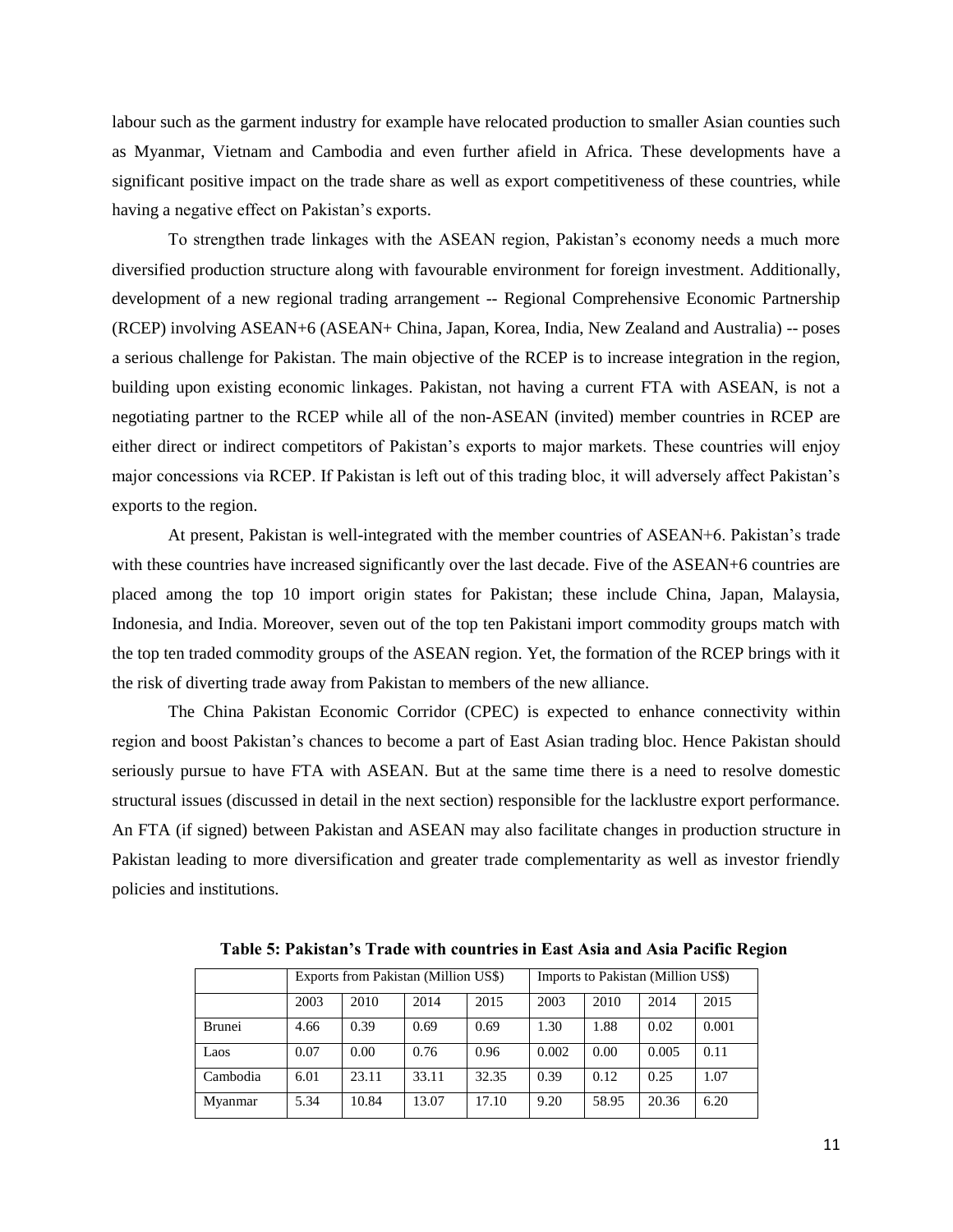labour such as the garment industry for example have relocated production to smaller Asian counties such as Myanmar, Vietnam and Cambodia and even further afield in Africa. These developments have a significant positive impact on the trade share as well as export competitiveness of these countries, while having a negative effect on Pakistan's exports.

To strengthen trade linkages with the ASEAN region, Pakistan's economy needs a much more diversified production structure along with favourable environment for foreign investment. Additionally, development of a new regional trading arrangement -- Regional Comprehensive Economic Partnership (RCEP) involving ASEAN+6 (ASEAN+ China, Japan, Korea, India, New Zealand and Australia) -- poses a serious challenge for Pakistan. The main objective of the RCEP is to increase integration in the region, building upon existing economic linkages. Pakistan, not having a current FTA with ASEAN, is not a negotiating partner to the RCEP while all of the non-ASEAN (invited) member countries in RCEP are either direct or indirect competitors of Pakistan's exports to major markets. These countries will enjoy major concessions via RCEP. If Pakistan is left out of this trading bloc, it will adversely affect Pakistan's exports to the region.

At present, Pakistan is well-integrated with the member countries of ASEAN+6. Pakistan's trade with these countries have increased significantly over the last decade. Five of the ASEAN+6 countries are placed among the top 10 import origin states for Pakistan; these include China, Japan, Malaysia, Indonesia, and India. Moreover, seven out of the top ten Pakistani import commodity groups match with the top ten traded commodity groups of the ASEAN region. Yet, the formation of the RCEP brings with it the risk of diverting trade away from Pakistan to members of the new alliance.

The China Pakistan Economic Corridor (CPEC) is expected to enhance connectivity within region and boost Pakistan's chances to become a part of East Asian trading bloc. Hence Pakistan should seriously pursue to have FTA with ASEAN. But at the same time there is a need to resolve domestic structural issues (discussed in detail in the next section) responsible for the lacklustre export performance. An FTA (if signed) between Pakistan and ASEAN may also facilitate changes in production structure in Pakistan leading to more diversification and greater trade complementarity as well as investor friendly policies and institutions.

**Table 5: Pakistan's Trade with countries in East Asia and Asia Pacific Region**

| | Exports from Pakistan (Million US$) | | | | Imports to Pakistan (Million US$) | | | |
|---|---|---|---|---|---|---|---|---|
| | 2003 | 2010 | 2014 | 2015 | 2003 | 2010 | 2014 | 2015 |
| Brunei | 4.66 | 0.39 | 0.69 | 0.69 | 1.30 | 1.88 | 0.02 | 0.001 |
| Laos | 0.07 | 0.00 | 0.76 | 0.96 | 0.002 | 0.00 | 0.005 | 0.11 |
| Cambodia | 6.01 | 23.11 | 33.11 | 32.35 | 0.39 | 0.12 | 0.25 | 1.07 |
| Myanmar | 5.34 | 10.84 | 13.07 | 17.10 | 9.20 | 58.95 | 20.36 | 6.20 |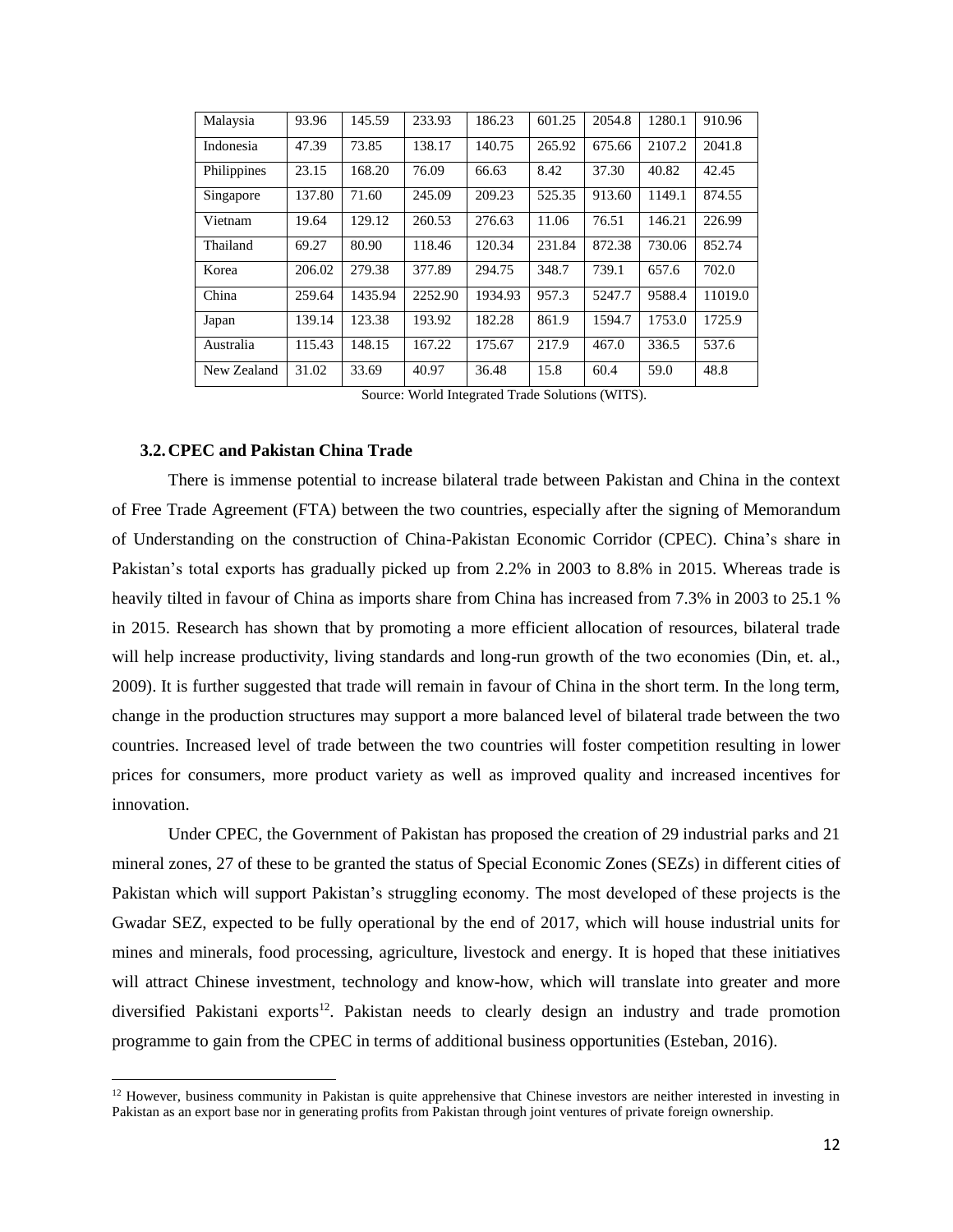| Malaysia | 93.96 | 145.59 | 233.93 | 186.23 | 601.25 | 2054.8 | 1280.1 | 910.96 |
|---|---|---|---|---|---|---|---|---|
| Indonesia | 47.39 | 73.85 | 138.17 | 140.75 | 265.92 | 675.66 | 2107.2 | 2041.8 |
| Philippines | 23.15 | 168.20 | 76.09 | 66.63 | 8.42 | 37.30 | 40.82 | 42.45 |
| Singapore | 137.80 | 71.60 | 245.09 | 209.23 | 525.35 | 913.60 | 1149.1 | 874.55 |
| Vietnam | 19.64 | 129.12 | 260.53 | 276.63 | 11.06 | 76.51 | 146.21 | 226.99 |
| Thailand | 69.27 | 80.90 | 118.46 | 120.34 | 231.84 | 872.38 | 730.06 | 852.74 |
| Korea | 206.02 | 279.38 | 377.89 | 294.75 | 348.7 | 739.1 | 657.6 | 702.0 |
| China | 259.64 | 1435.94 | 2252.90 | 1934.93 | 957.3 | 5247.7 | 9588.4 | 11019.0 |
| Japan | 139.14 | 123.38 | 193.92 | 182.28 | 861.9 | 1594.7 | 1753.0 | 1725.9 |
| Australia | 115.43 | 148.15 | 167.22 | 175.67 | 217.9 | 467.0 | 336.5 | 537.6 |
| New Zealand | 31.02 | 33.69 | 40.97 | 36.48 | 15.8 | 60.4 | 59.0 | 48.8 |

Source: World Integrated Trade Solutions (WITS).

### 3.2. CPEC and Pakistan China Trade

There is immense potential to increase bilateral trade between Pakistan and China in the context of Free Trade Agreement (FTA) between the two countries, especially after the signing of Memorandum of Understanding on the construction of China-Pakistan Economic Corridor (CPEC). China's share in Pakistan's total exports has gradually picked up from 2.2% in 2003 to 8.8% in 2015. Whereas trade is heavily tilted in favour of China as imports share from China has increased from 7.3% in 2003 to 25.1 % in 2015. Research has shown that by promoting a more efficient allocation of resources, bilateral trade will help increase productivity, living standards and long-run growth of the two economies (Din, et. al., 2009). It is further suggested that trade will remain in favour of China in the short term. In the long term, change in the production structures may support a more balanced level of bilateral trade between the two countries. Increased level of trade between the two countries will foster competition resulting in lower prices for consumers, more product variety as well as improved quality and increased incentives for innovation.

Under CPEC, the Government of Pakistan has proposed the creation of 29 industrial parks and 21 mineral zones, 27 of these to be granted the status of Special Economic Zones (SEZs) in different cities of Pakistan which will support Pakistan's struggling economy. The most developed of these projects is the Gwadar SEZ, expected to be fully operational by the end of 2017, which will house industrial units for mines and minerals, food processing, agriculture, livestock and energy. It is hoped that these initiatives will attract Chinese investment, technology and know-how, which will translate into greater and more diversified Pakistani exports[12]. Pakistan needs to clearly design an industry and trade promotion programme to gain from the CPEC in terms of additional business opportunities (Esteban, 2016).

[12] However, business community in Pakistan is quite apprehensive that Chinese investors are neither interested in investing in Pakistan as an export base nor in generating profits from Pakistan through joint ventures of private foreign ownership.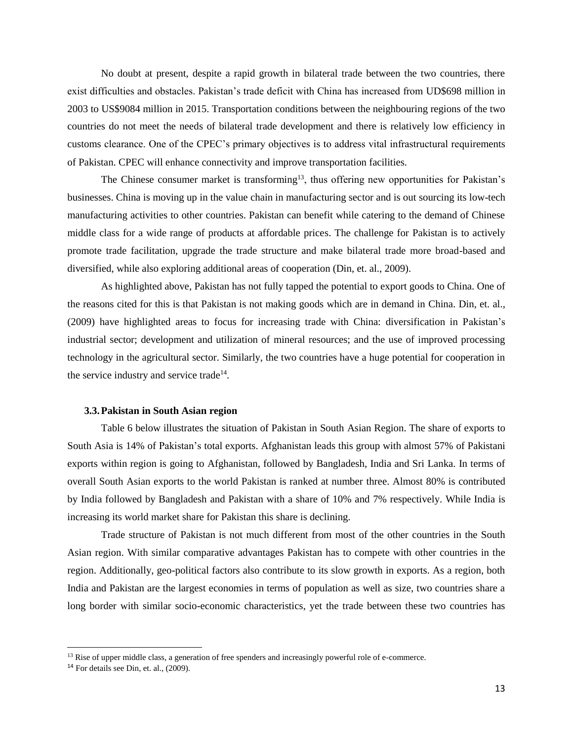No doubt at present, despite a rapid growth in bilateral trade between the two countries, there exist difficulties and obstacles. Pakistan's trade deficit with China has increased from UD$698 million in 2003 to US$9084 million in 2015. Transportation conditions between the neighbouring regions of the two countries do not meet the needs of bilateral trade development and there is relatively low efficiency in customs clearance. One of the CPEC's primary objectives is to address vital infrastructural requirements of Pakistan. CPEC will enhance connectivity and improve transportation facilities.

The Chinese consumer market is transforming[13], thus offering new opportunities for Pakistan's businesses. China is moving up in the value chain in manufacturing sector and is out sourcing its low-tech manufacturing activities to other countries. Pakistan can benefit while catering to the demand of Chinese middle class for a wide range of products at affordable prices. The challenge for Pakistan is to actively promote trade facilitation, upgrade the trade structure and make bilateral trade more broad-based and diversified, while also exploring additional areas of cooperation (Din, et. al., 2009).

As highlighted above, Pakistan has not fully tapped the potential to export goods to China. One of the reasons cited for this is that Pakistan is not making goods which are in demand in China. Din, et. al., (2009) have highlighted areas to focus for increasing trade with China: diversification in Pakistan's industrial sector; development and utilization of mineral resources; and the use of improved processing technology in the agricultural sector. Similarly, the two countries have a huge potential for cooperation in the service industry and service trade[14].

### 3.3. Pakistan in South Asian region

Table 6 below illustrates the situation of Pakistan in South Asian Region. The share of exports to South Asia is 14% of Pakistan's total exports. Afghanistan leads this group with almost 57% of Pakistani exports within region is going to Afghanistan, followed by Bangladesh, India and Sri Lanka. In terms of overall South Asian exports to the world Pakistan is ranked at number three. Almost 80% is contributed by India followed by Bangladesh and Pakistan with a share of 10% and 7% respectively. While India is increasing its world market share for Pakistan this share is declining.

Trade structure of Pakistan is not much different from most of the other countries in the South Asian region. With similar comparative advantages Pakistan has to compete with other countries in the region. Additionally, geo-political factors also contribute to its slow growth in exports. As a region, both India and Pakistan are the largest economies in terms of population as well as size, two countries share a long border with similar socio-economic characteristics, yet the trade between these two countries has

[13] Rise of upper middle class, a generation of free spenders and increasingly powerful role of e-commerce.

[14] For details see Din, et. al., (2009).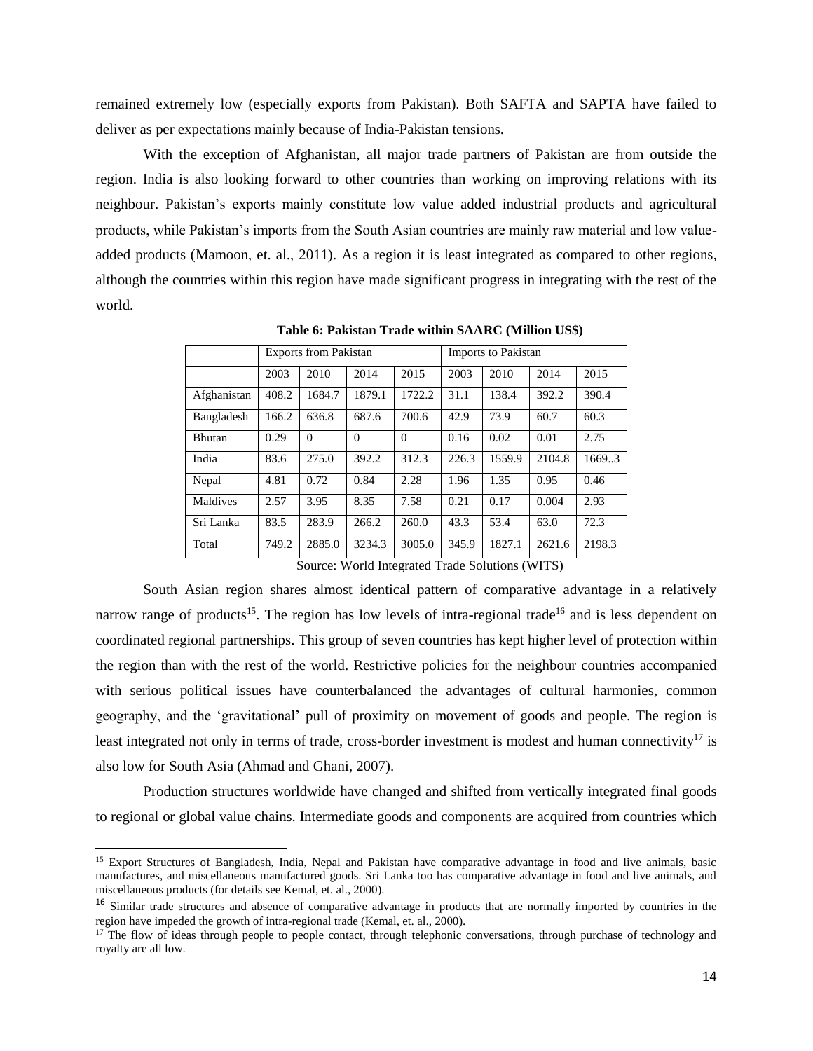remained extremely low (especially exports from Pakistan). Both SAFTA and SAPTA have failed to deliver as per expectations mainly because of India-Pakistan tensions.

With the exception of Afghanistan, all major trade partners of Pakistan are from outside the region. India is also looking forward to other countries than working on improving relations with its neighbour. Pakistan's exports mainly constitute low value added industrial products and agricultural products, while Pakistan's imports from the South Asian countries are mainly raw material and low value-added products (Mamoon, et. al., 2011). As a region it is least integrated as compared to other regions, although the countries within this region have made significant progress in integrating with the rest of the world.

**Table 6: Pakistan Trade within SAARC (Million US$)**

| | Exports from Pakistan | | | | Imports to Pakistan | | | |
|---|---|---|---|---|---|---|---|---|
| | 2003 | 2010 | 2014 | 2015 | 2003 | 2010 | 2014 | 2015 |
| Afghanistan | 408.2 | 1684.7 | 1879.1 | 1722.2 | 31.1 | 138.4 | 392.2 | 390.4 |
| Bangladesh | 166.2 | 636.8 | 687.6 | 700.6 | 42.9 | 73.9 | 60.7 | 60.3 |
| Bhutan | 0.29 | 0 | 0 | 0 | 0.16 | 0.02 | 0.01 | 2.75 |
| India | 83.6 | 275.0 | 392.2 | 312.3 | 226.3 | 1559.9 | 2104.8 | 1669..3 |
| Nepal | 4.81 | 0.72 | 0.84 | 2.28 | 1.96 | 1.35 | 0.95 | 0.46 |
| Maldives | 2.57 | 3.95 | 8.35 | 7.58 | 0.21 | 0.17 | 0.004 | 2.93 |
| Sri Lanka | 83.5 | 283.9 | 266.2 | 260.0 | 43.3 | 53.4 | 63.0 | 72.3 |
| Total | 749.2 | 2885.0 | 3234.3 | 3005.0 | 345.9 | 1827.1 | 2621.6 | 2198.3 |

Source: World Integrated Trade Solutions (WITS)

South Asian region shares almost identical pattern of comparative advantage in a relatively narrow range of products[15]. The region has low levels of intra-regional trade[16] and is less dependent on coordinated regional partnerships. This group of seven countries has kept higher level of protection within the region than with the rest of the world. Restrictive policies for the neighbour countries accompanied with serious political issues have counterbalanced the advantages of cultural harmonies, common geography, and the 'gravitational' pull of proximity on movement of goods and people. The region is least integrated not only in terms of trade, cross-border investment is modest and human connectivity[17] is also low for South Asia (Ahmad and Ghani, 2007).

Production structures worldwide have changed and shifted from vertically integrated final goods to regional or global value chains. Intermediate goods and components are acquired from countries which

---

[15] Export Structures of Bangladesh, India, Nepal and Pakistan have comparative advantage in food and live animals, basic manufactures, and miscellaneous manufactured goods. Sri Lanka too has comparative advantage in food and live animals, and miscellaneous products (for details see Kemal, et. al., 2000).

[16] Similar trade structures and absence of comparative advantage in products that are normally imported by countries in the region have impeded the growth of intra-regional trade (Kemal, et. al., 2000).

[17] The flow of ideas through people to people contact, through telephonic conversations, through purchase of technology and royalty are all low.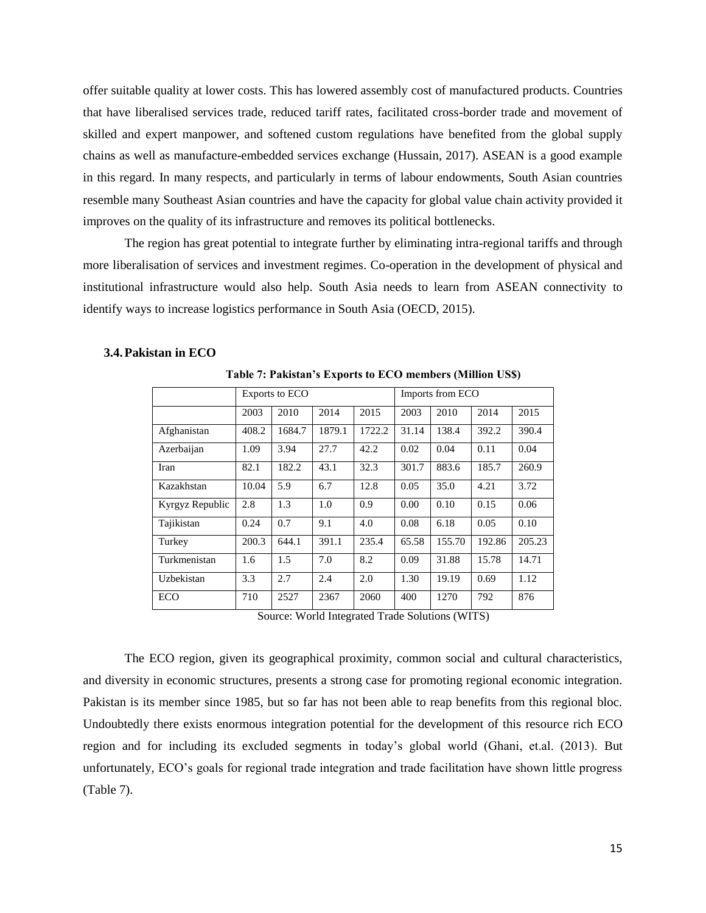offer suitable quality at lower costs. This has lowered assembly cost of manufactured products. Countries that have liberalised services trade, reduced tariff rates, facilitated cross-border trade and movement of skilled and expert manpower, and softened custom regulations have benefited from the global supply chains as well as manufacture-embedded services exchange (Hussain, 2017). ASEAN is a good example in this regard. In many respects, and particularly in terms of labour endowments, South Asian countries resemble many Southeast Asian countries and have the capacity for global value chain activity provided it improves on the quality of its infrastructure and removes its political bottlenecks.

The region has great potential to integrate further by eliminating intra-regional tariffs and through more liberalisation of services and investment regimes. Co-operation in the development of physical and institutional infrastructure would also help. South Asia needs to learn from ASEAN connectivity to identify ways to increase logistics performance in South Asia (OECD, 2015).

### 3.4. Pakistan in ECO

**Table 7: Pakistan's Exports to ECO members (Million US$)**

| | Exports to ECO | | | | Imports from ECO | | | |
|---|---|---|---|---|---|---|---|---|
| | 2003 | 2010 | 2014 | 2015 | 2003 | 2010 | 2014 | 2015 |
| Afghanistan | 408.2 | 1684.7 | 1879.1 | 1722.2 | 31.14 | 138.4 | 392.2 | 390.4 |
| Azerbaijan | 1.09 | 3.94 | 27.7 | 42.2 | 0.02 | 0.04 | 0.11 | 0.04 |
| Iran | 82.1 | 182.2 | 43.1 | 32.3 | 301.7 | 883.6 | 185.7 | 260.9 |
| Kazakhstan | 10.04 | 5.9 | 6.7 | 12.8 | 0.05 | 35.0 | 4.21 | 3.72 |
| Kyrgyz Republic | 2.8 | 1.3 | 1.0 | 0.9 | 0.00 | 0.10 | 0.15 | 0.06 |
| Tajikistan | 0.24 | 0.7 | 9.1 | 4.0 | 0.08 | 6.18 | 0.05 | 0.10 |
| Turkey | 200.3 | 644.1 | 391.1 | 235.4 | 65.58 | 155.70 | 192.86 | 205.23 |
| Turkmenistan | 1.6 | 1.5 | 7.0 | 8.2 | 0.09 | 31.88 | 15.78 | 14.71 |
| Uzbekistan | 3.3 | 2.7 | 2.4 | 2.0 | 1.30 | 19.19 | 0.69 | 1.12 |
| ECO | 710 | 2527 | 2367 | 2060 | 400 | 1270 | 792 | 876 |

Source: World Integrated Trade Solutions (WITS)

The ECO region, given its geographical proximity, common social and cultural characteristics, and diversity in economic structures, presents a strong case for promoting regional economic integration. Pakistan is its member since 1985, but so far has not been able to reap benefits from this regional bloc. Undoubtedly there exists enormous integration potential for the development of this resource rich ECO region and for including its excluded segments in today's global world (Ghani, et.al. (2013). But unfortunately, ECO's goals for regional trade integration and trade facilitation have shown little progress (Table 7).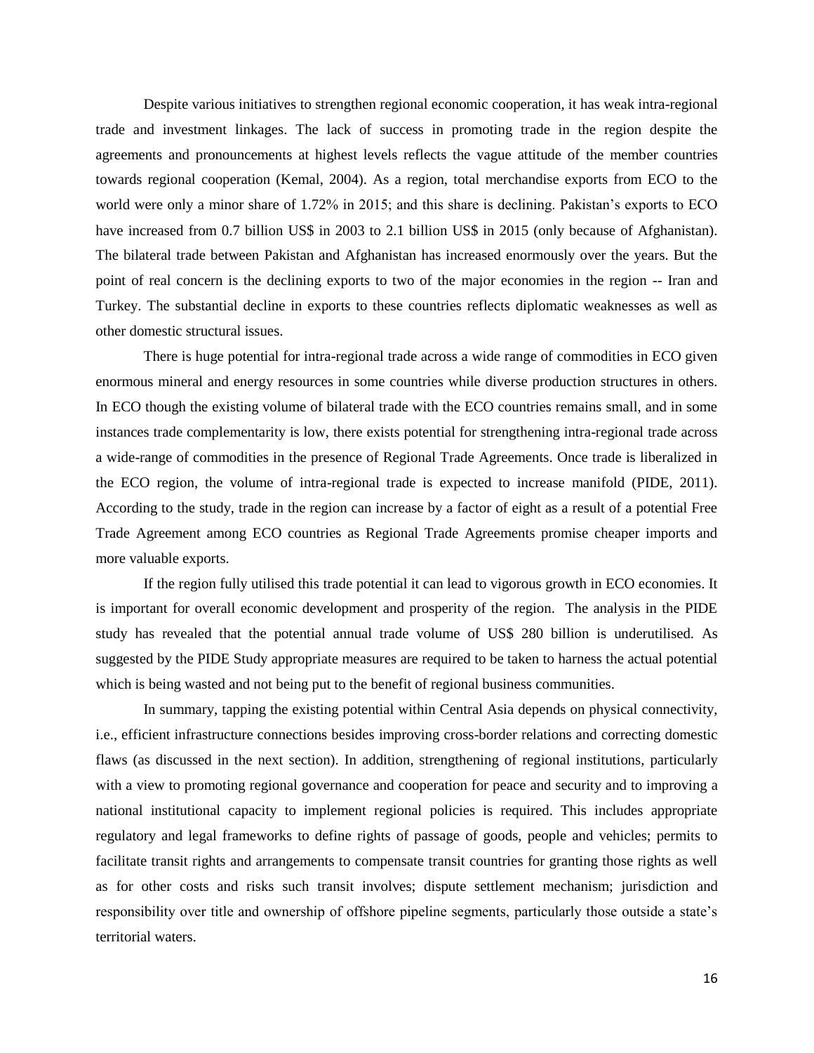Despite various initiatives to strengthen regional economic cooperation, it has weak intra-regional trade and investment linkages. The lack of success in promoting trade in the region despite the agreements and pronouncements at highest levels reflects the vague attitude of the member countries towards regional cooperation (Kemal, 2004). As a region, total merchandise exports from ECO to the world were only a minor share of 1.72% in 2015; and this share is declining. Pakistan's exports to ECO have increased from 0.7 billion US$ in 2003 to 2.1 billion US$ in 2015 (only because of Afghanistan). The bilateral trade between Pakistan and Afghanistan has increased enormously over the years. But the point of real concern is the declining exports to two of the major economies in the region -- Iran and Turkey. The substantial decline in exports to these countries reflects diplomatic weaknesses as well as other domestic structural issues.

There is huge potential for intra-regional trade across a wide range of commodities in ECO given enormous mineral and energy resources in some countries while diverse production structures in others. In ECO though the existing volume of bilateral trade with the ECO countries remains small, and in some instances trade complementarity is low, there exists potential for strengthening intra-regional trade across a wide-range of commodities in the presence of Regional Trade Agreements. Once trade is liberalized in the ECO region, the volume of intra-regional trade is expected to increase manifold (PIDE, 2011). According to the study, trade in the region can increase by a factor of eight as a result of a potential Free Trade Agreement among ECO countries as Regional Trade Agreements promise cheaper imports and more valuable exports.

If the region fully utilised this trade potential it can lead to vigorous growth in ECO economies. It is important for overall economic development and prosperity of the region. The analysis in the PIDE study has revealed that the potential annual trade volume of US$ 280 billion is underutilised. As suggested by the PIDE Study appropriate measures are required to be taken to harness the actual potential which is being wasted and not being put to the benefit of regional business communities.

In summary, tapping the existing potential within Central Asia depends on physical connectivity, i.e., efficient infrastructure connections besides improving cross-border relations and correcting domestic flaws (as discussed in the next section). In addition, strengthening of regional institutions, particularly with a view to promoting regional governance and cooperation for peace and security and to improving a national institutional capacity to implement regional policies is required. This includes appropriate regulatory and legal frameworks to define rights of passage of goods, people and vehicles; permits to facilitate transit rights and arrangements to compensate transit countries for granting those rights as well as for other costs and risks such transit involves; dispute settlement mechanism; jurisdiction and responsibility over title and ownership of offshore pipeline segments, particularly those outside a state's territorial waters.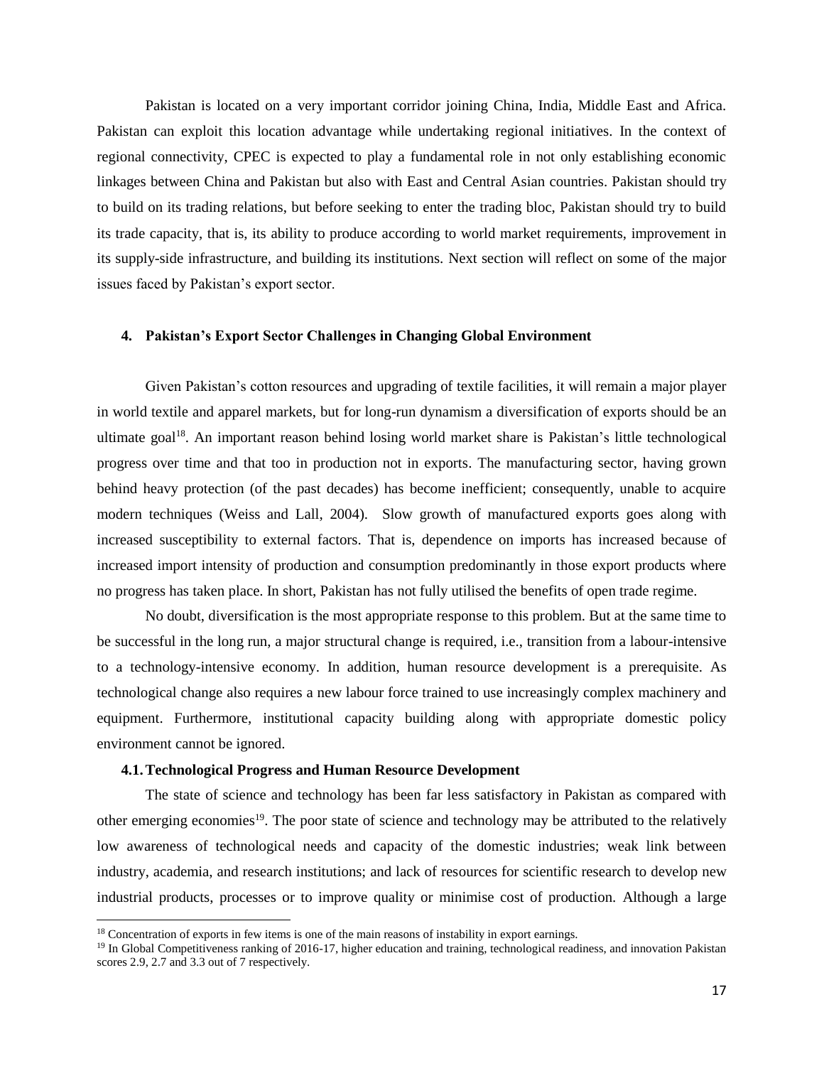Pakistan is located on a very important corridor joining China, India, Middle East and Africa. Pakistan can exploit this location advantage while undertaking regional initiatives. In the context of regional connectivity, CPEC is expected to play a fundamental role in not only establishing economic linkages between China and Pakistan but also with East and Central Asian countries. Pakistan should try to build on its trading relations, but before seeking to enter the trading bloc, Pakistan should try to build its trade capacity, that is, its ability to produce according to world market requirements, improvement in its supply-side infrastructure, and building its institutions. Next section will reflect on some of the major issues faced by Pakistan's export sector.

## 4. Pakistan's Export Sector Challenges in Changing Global Environment

Given Pakistan's cotton resources and upgrading of textile facilities, it will remain a major player in world textile and apparel markets, but for long-run dynamism a diversification of exports should be an ultimate goal[18]. An important reason behind losing world market share is Pakistan's little technological progress over time and that too in production not in exports. The manufacturing sector, having grown behind heavy protection (of the past decades) has become inefficient; consequently, unable to acquire modern techniques (Weiss and Lall, 2004). Slow growth of manufactured exports goes along with increased susceptibility to external factors. That is, dependence on imports has increased because of increased import intensity of production and consumption predominantly in those export products where no progress has taken place. In short, Pakistan has not fully utilised the benefits of open trade regime.

No doubt, diversification is the most appropriate response to this problem. But at the same time to be successful in the long run, a major structural change is required, i.e., transition from a labour-intensive to a technology-intensive economy. In addition, human resource development is a prerequisite. As technological change also requires a new labour force trained to use increasingly complex machinery and equipment. Furthermore, institutional capacity building along with appropriate domestic policy environment cannot be ignored.

### 4.1. Technological Progress and Human Resource Development

The state of science and technology has been far less satisfactory in Pakistan as compared with other emerging economies[19]. The poor state of science and technology may be attributed to the relatively low awareness of technological needs and capacity of the domestic industries; weak link between industry, academia, and research institutions; and lack of resources for scientific research to develop new industrial products, processes or to improve quality or minimise cost of production. Although a large

---

[18] Concentration of exports in few items is one of the main reasons of instability in export earnings.

[19] In Global Competitiveness ranking of 2016-17, higher education and training, technological readiness, and innovation Pakistan scores 2.9, 2.7 and 3.3 out of 7 respectively.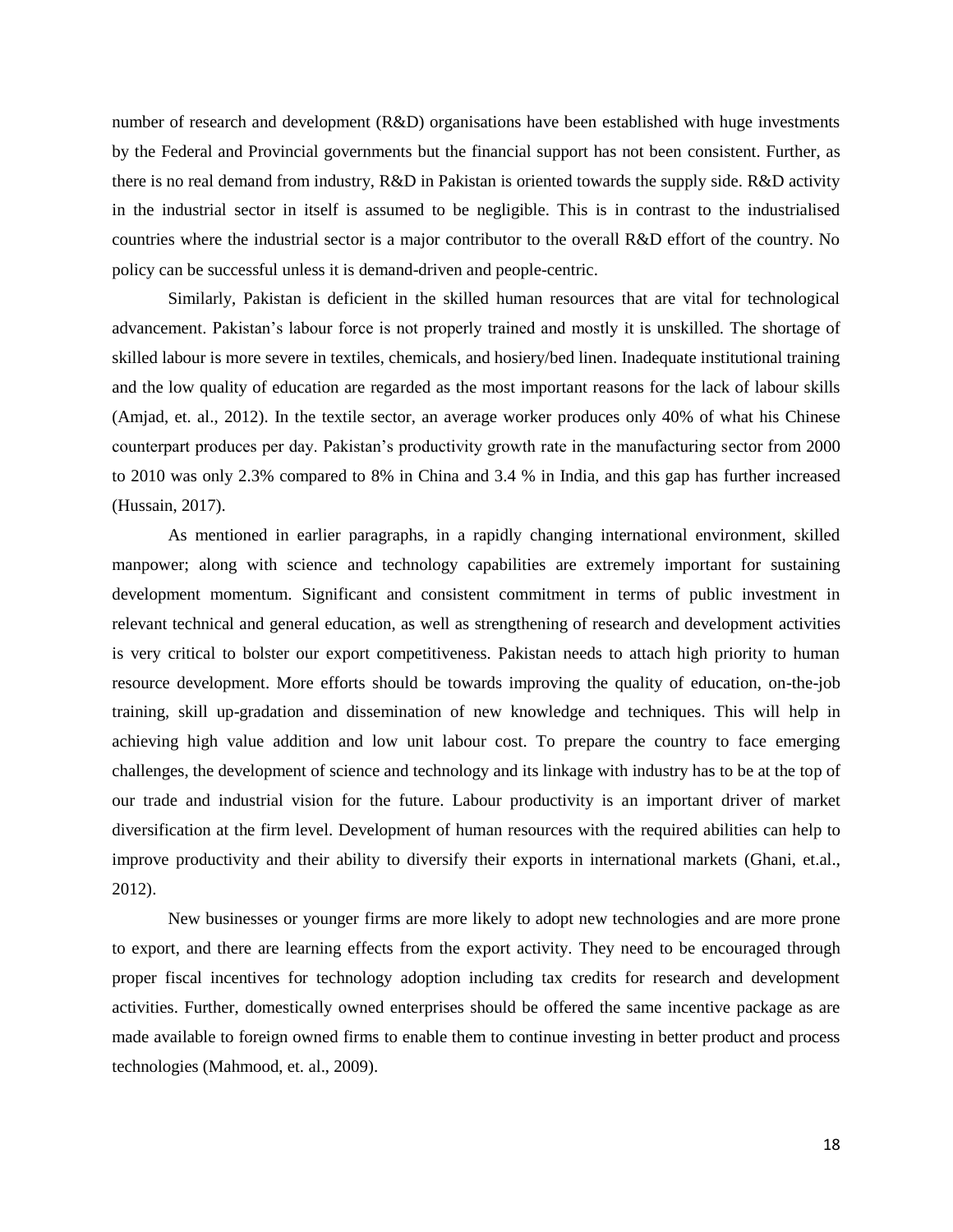number of research and development (R&D) organisations have been established with huge investments by the Federal and Provincial governments but the financial support has not been consistent. Further, as there is no real demand from industry, R&D in Pakistan is oriented towards the supply side. R&D activity in the industrial sector in itself is assumed to be negligible. This is in contrast to the industrialised countries where the industrial sector is a major contributor to the overall R&D effort of the country. No policy can be successful unless it is demand-driven and people-centric.

Similarly, Pakistan is deficient in the skilled human resources that are vital for technological advancement. Pakistan's labour force is not properly trained and mostly it is unskilled. The shortage of skilled labour is more severe in textiles, chemicals, and hosiery/bed linen. Inadequate institutional training and the low quality of education are regarded as the most important reasons for the lack of labour skills (Amjad, et. al., 2012). In the textile sector, an average worker produces only 40% of what his Chinese counterpart produces per day. Pakistan's productivity growth rate in the manufacturing sector from 2000 to 2010 was only 2.3% compared to 8% in China and 3.4 % in India, and this gap has further increased (Hussain, 2017).

As mentioned in earlier paragraphs, in a rapidly changing international environment, skilled manpower; along with science and technology capabilities are extremely important for sustaining development momentum. Significant and consistent commitment in terms of public investment in relevant technical and general education, as well as strengthening of research and development activities is very critical to bolster our export competitiveness. Pakistan needs to attach high priority to human resource development. More efforts should be towards improving the quality of education, on-the-job training, skill up-gradation and dissemination of new knowledge and techniques. This will help in achieving high value addition and low unit labour cost. To prepare the country to face emerging challenges, the development of science and technology and its linkage with industry has to be at the top of our trade and industrial vision for the future. Labour productivity is an important driver of market diversification at the firm level. Development of human resources with the required abilities can help to improve productivity and their ability to diversify their exports in international markets (Ghani, et.al., 2012).

New businesses or younger firms are more likely to adopt new technologies and are more prone to export, and there are learning effects from the export activity. They need to be encouraged through proper fiscal incentives for technology adoption including tax credits for research and development activities. Further, domestically owned enterprises should be offered the same incentive package as are made available to foreign owned firms to enable them to continue investing in better product and process technologies (Mahmood, et. al., 2009).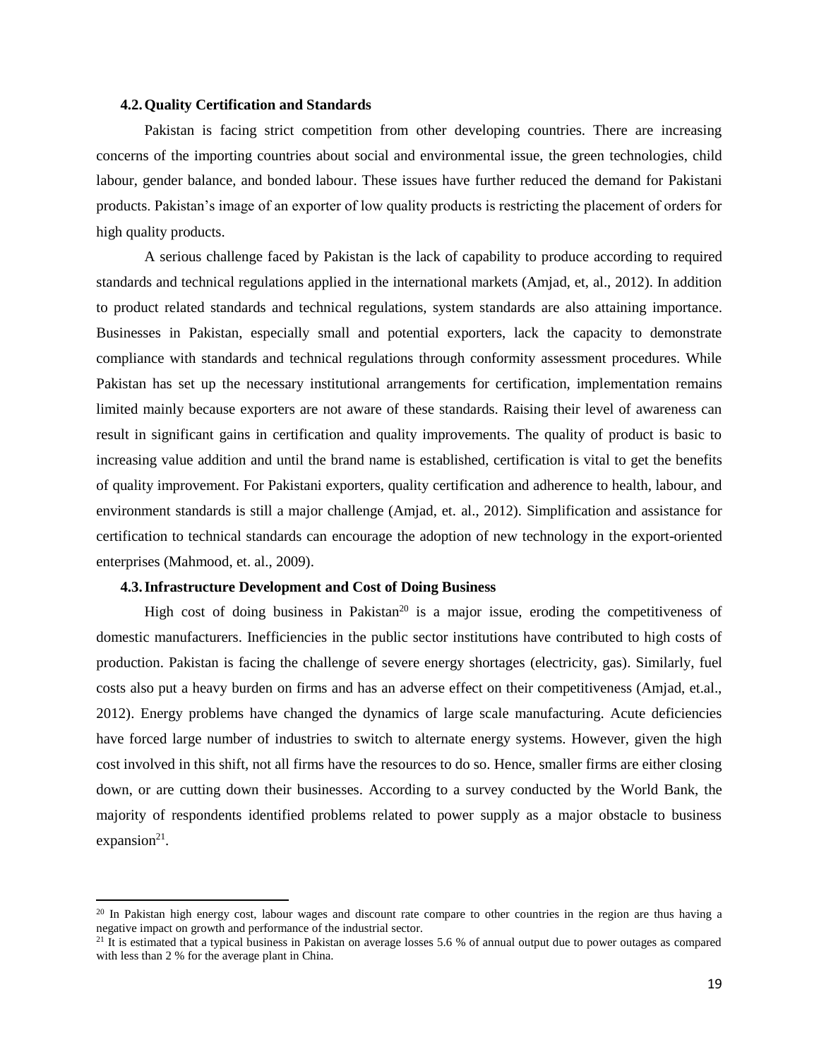### 4.2. Quality Certification and Standards

Pakistan is facing strict competition from other developing countries. There are increasing concerns of the importing countries about social and environmental issue, the green technologies, child labour, gender balance, and bonded labour. These issues have further reduced the demand for Pakistani products. Pakistan's image of an exporter of low quality products is restricting the placement of orders for high quality products.

A serious challenge faced by Pakistan is the lack of capability to produce according to required standards and technical regulations applied in the international markets (Amjad, et, al., 2012). In addition to product related standards and technical regulations, system standards are also attaining importance. Businesses in Pakistan, especially small and potential exporters, lack the capacity to demonstrate compliance with standards and technical regulations through conformity assessment procedures. While Pakistan has set up the necessary institutional arrangements for certification, implementation remains limited mainly because exporters are not aware of these standards. Raising their level of awareness can result in significant gains in certification and quality improvements. The quality of product is basic to increasing value addition and until the brand name is established, certification is vital to get the benefits of quality improvement. For Pakistani exporters, quality certification and adherence to health, labour, and environment standards is still a major challenge (Amjad, et. al., 2012). Simplification and assistance for certification to technical standards can encourage the adoption of new technology in the export-oriented enterprises (Mahmood, et. al., 2009).

### 4.3. Infrastructure Development and Cost of Doing Business

High cost of doing business in Pakistan[20] is a major issue, eroding the competitiveness of domestic manufacturers. Inefficiencies in the public sector institutions have contributed to high costs of production. Pakistan is facing the challenge of severe energy shortages (electricity, gas). Similarly, fuel costs also put a heavy burden on firms and has an adverse effect on their competitiveness (Amjad, et.al., 2012). Energy problems have changed the dynamics of large scale manufacturing. Acute deficiencies have forced large number of industries to switch to alternate energy systems. However, given the high cost involved in this shift, not all firms have the resources to do so. Hence, smaller firms are either closing down, or are cutting down their businesses. According to a survey conducted by the World Bank, the majority of respondents identified problems related to power supply as a major obstacle to business expansion[21].

---

[20] In Pakistan high energy cost, labour wages and discount rate compare to other countries in the region are thus having a negative impact on growth and performance of the industrial sector.

[21] It is estimated that a typical business in Pakistan on average losses 5.6 % of annual output due to power outages as compared with less than 2 % for the average plant in China.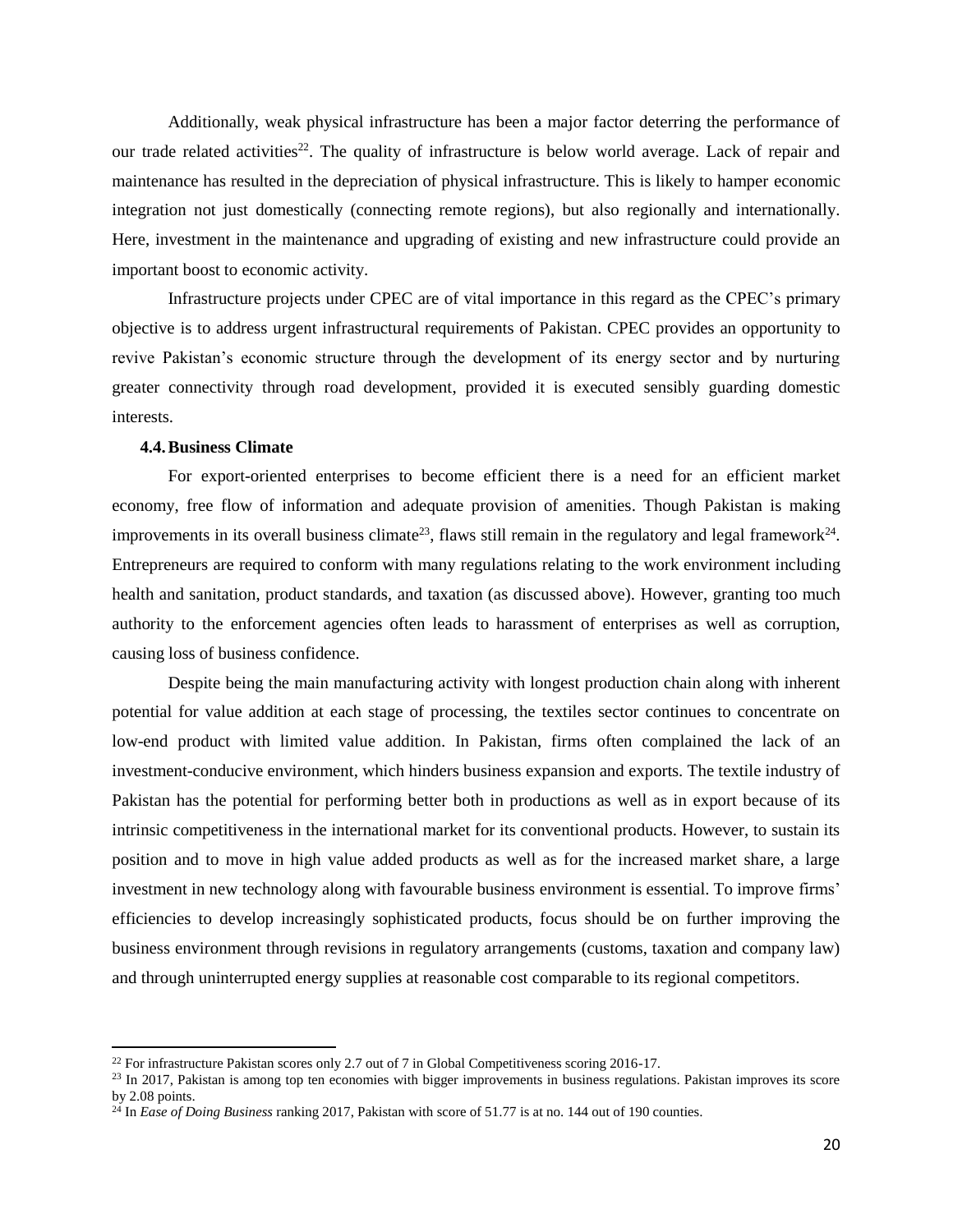Additionally, weak physical infrastructure has been a major factor deterring the performance of our trade related activities[22]. The quality of infrastructure is below world average. Lack of repair and maintenance has resulted in the depreciation of physical infrastructure. This is likely to hamper economic integration not just domestically (connecting remote regions), but also regionally and internationally. Here, investment in the maintenance and upgrading of existing and new infrastructure could provide an important boost to economic activity.

Infrastructure projects under CPEC are of vital importance in this regard as the CPEC's primary objective is to address urgent infrastructural requirements of Pakistan. CPEC provides an opportunity to revive Pakistan's economic structure through the development of its energy sector and by nurturing greater connectivity through road development, provided it is executed sensibly guarding domestic interests.

### 4.4. Business Climate

For export-oriented enterprises to become efficient there is a need for an efficient market economy, free flow of information and adequate provision of amenities. Though Pakistan is making improvements in its overall business climate[23], flaws still remain in the regulatory and legal framework[24]. Entrepreneurs are required to conform with many regulations relating to the work environment including health and sanitation, product standards, and taxation (as discussed above). However, granting too much authority to the enforcement agencies often leads to harassment of enterprises as well as corruption, causing loss of business confidence.

Despite being the main manufacturing activity with longest production chain along with inherent potential for value addition at each stage of processing, the textiles sector continues to concentrate on low-end product with limited value addition. In Pakistan, firms often complained the lack of an investment-conducive environment, which hinders business expansion and exports. The textile industry of Pakistan has the potential for performing better both in productions as well as in export because of its intrinsic competitiveness in the international market for its conventional products. However, to sustain its position and to move in high value added products as well as for the increased market share, a large investment in new technology along with favourable business environment is essential. To improve firms' efficiencies to develop increasingly sophisticated products, focus should be on further improving the business environment through revisions in regulatory arrangements (customs, taxation and company law) and through uninterrupted energy supplies at reasonable cost comparable to its regional competitors.

---

[22] For infrastructure Pakistan scores only 2.7 out of 7 in Global Competitiveness scoring 2016-17.

[23] In 2017, Pakistan is among top ten economies with bigger improvements in business regulations. Pakistan improves its score by 2.08 points.

[24] In *Ease of Doing Business* ranking 2017, Pakistan with score of 51.77 is at no. 144 out of 190 counties.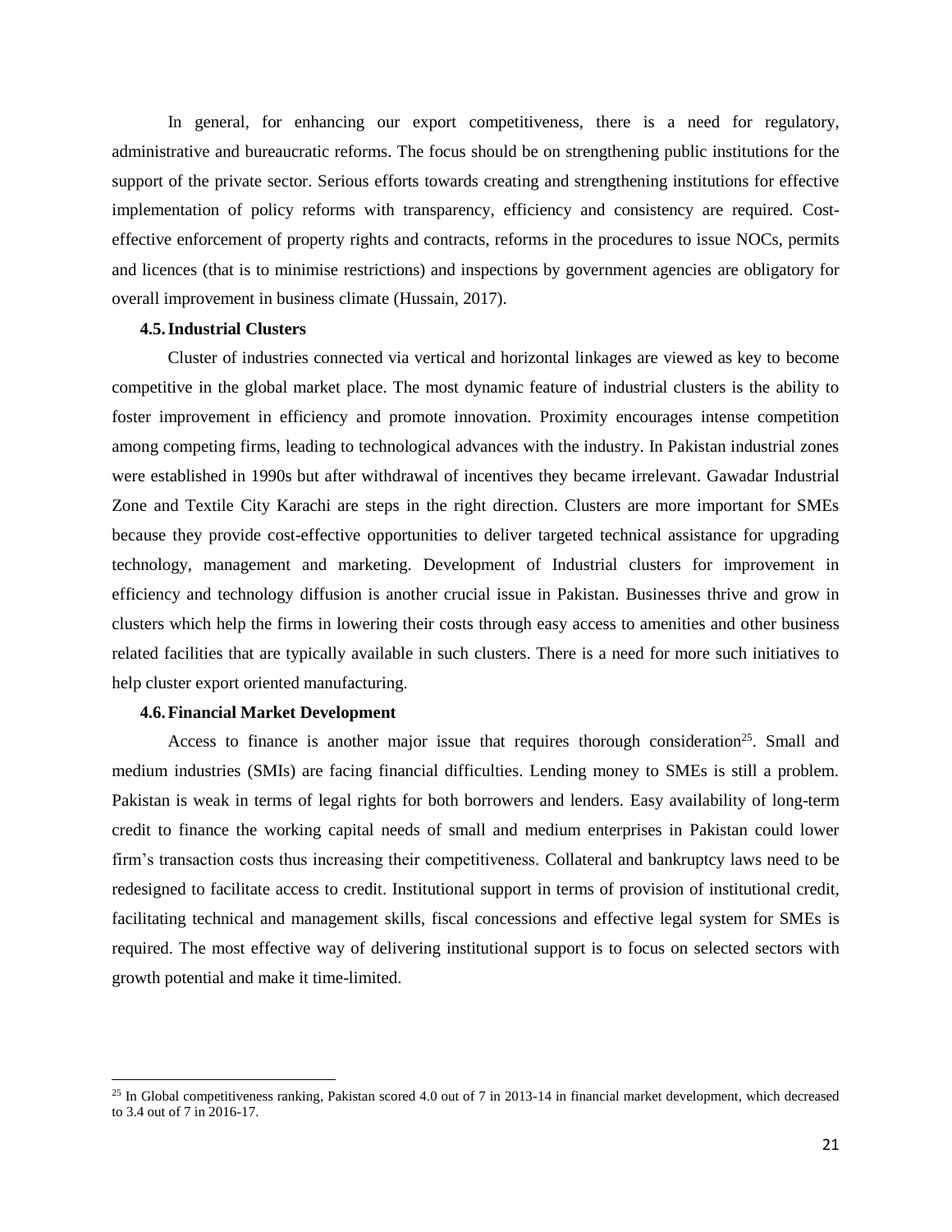In general, for enhancing our export competitiveness, there is a need for regulatory, administrative and bureaucratic reforms. The focus should be on strengthening public institutions for the support of the private sector. Serious efforts towards creating and strengthening institutions for effective implementation of policy reforms with transparency, efficiency and consistency are required. Cost-effective enforcement of property rights and contracts, reforms in the procedures to issue NOCs, permits and licences (that is to minimise restrictions) and inspections by government agencies are obligatory for overall improvement in business climate (Hussain, 2017).

### 4.5. Industrial Clusters

Cluster of industries connected via vertical and horizontal linkages are viewed as key to become competitive in the global market place. The most dynamic feature of industrial clusters is the ability to foster improvement in efficiency and promote innovation. Proximity encourages intense competition among competing firms, leading to technological advances with the industry. In Pakistan industrial zones were established in 1990s but after withdrawal of incentives they became irrelevant. Gawadar Industrial Zone and Textile City Karachi are steps in the right direction. Clusters are more important for SMEs because they provide cost-effective opportunities to deliver targeted technical assistance for upgrading technology, management and marketing. Development of Industrial clusters for improvement in efficiency and technology diffusion is another crucial issue in Pakistan. Businesses thrive and grow in clusters which help the firms in lowering their costs through easy access to amenities and other business related facilities that are typically available in such clusters. There is a need for more such initiatives to help cluster export oriented manufacturing.

### 4.6. Financial Market Development

Access to finance is another major issue that requires thorough consideration[25]. Small and medium industries (SMIs) are facing financial difficulties. Lending money to SMEs is still a problem. Pakistan is weak in terms of legal rights for both borrowers and lenders. Easy availability of long-term credit to finance the working capital needs of small and medium enterprises in Pakistan could lower firm's transaction costs thus increasing their competitiveness. Collateral and bankruptcy laws need to be redesigned to facilitate access to credit. Institutional support in terms of provision of institutional credit, facilitating technical and management skills, fiscal concessions and effective legal system for SMEs is required. The most effective way of delivering institutional support is to focus on selected sectors with growth potential and make it time-limited.

[25] In Global competitiveness ranking, Pakistan scored 4.0 out of 7 in 2013-14 in financial market development, which decreased to 3.4 out of 7 in 2016-17.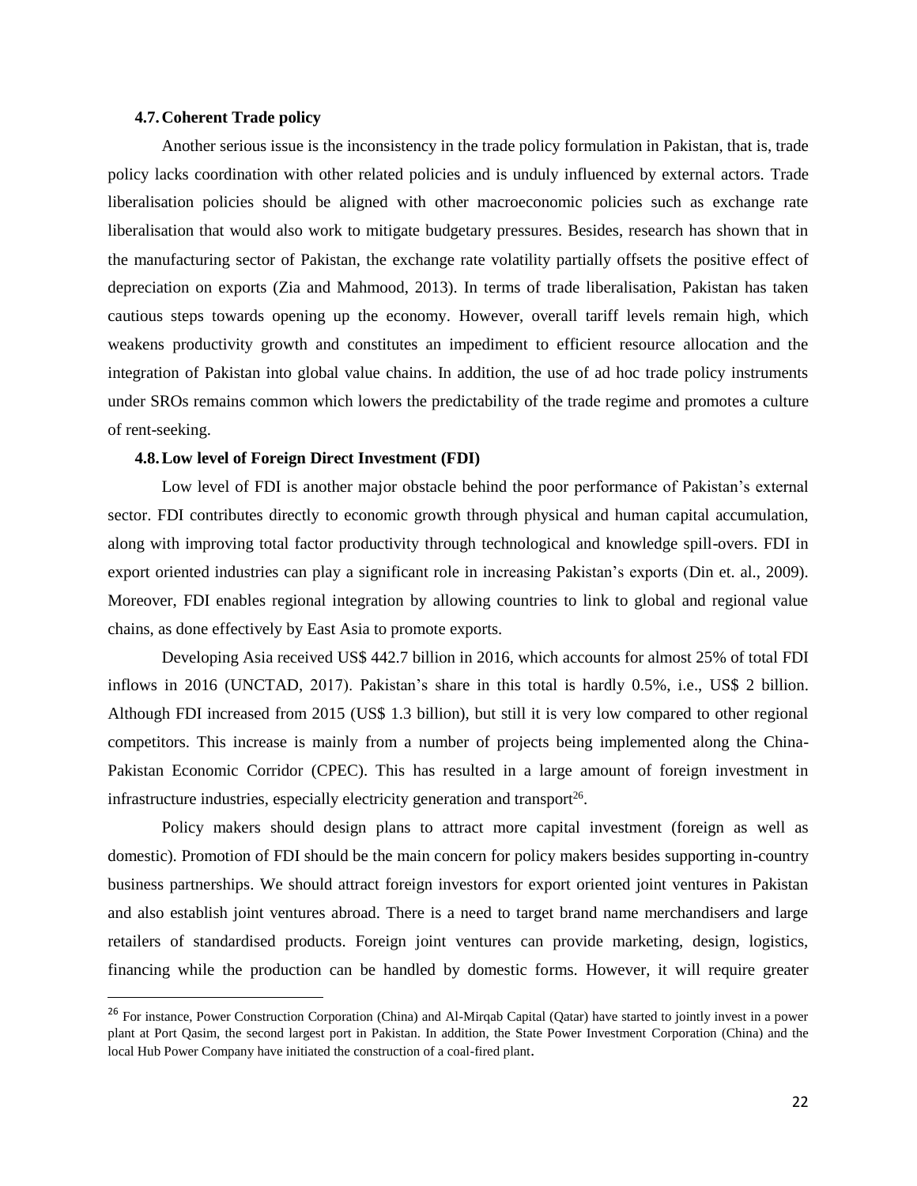### 4.7. Coherent Trade policy

Another serious issue is the inconsistency in the trade policy formulation in Pakistan, that is, trade policy lacks coordination with other related policies and is unduly influenced by external actors. Trade liberalisation policies should be aligned with other macroeconomic policies such as exchange rate liberalisation that would also work to mitigate budgetary pressures. Besides, research has shown that in the manufacturing sector of Pakistan, the exchange rate volatility partially offsets the positive effect of depreciation on exports (Zia and Mahmood, 2013). In terms of trade liberalisation, Pakistan has taken cautious steps towards opening up the economy. However, overall tariff levels remain high, which weakens productivity growth and constitutes an impediment to efficient resource allocation and the integration of Pakistan into global value chains. In addition, the use of ad hoc trade policy instruments under SROs remains common which lowers the predictability of the trade regime and promotes a culture of rent-seeking.

### 4.8. Low level of Foreign Direct Investment (FDI)

Low level of FDI is another major obstacle behind the poor performance of Pakistan's external sector. FDI contributes directly to economic growth through physical and human capital accumulation, along with improving total factor productivity through technological and knowledge spill-overs. FDI in export oriented industries can play a significant role in increasing Pakistan's exports (Din et. al., 2009). Moreover, FDI enables regional integration by allowing countries to link to global and regional value chains, as done effectively by East Asia to promote exports.

Developing Asia received US$ 442.7 billion in 2016, which accounts for almost 25% of total FDI inflows in 2016 (UNCTAD, 2017). Pakistan's share in this total is hardly 0.5%, i.e., US$ 2 billion. Although FDI increased from 2015 (US$ 1.3 billion), but still it is very low compared to other regional competitors. This increase is mainly from a number of projects being implemented along the China-Pakistan Economic Corridor (CPEC). This has resulted in a large amount of foreign investment in infrastructure industries, especially electricity generation and transport[26].

Policy makers should design plans to attract more capital investment (foreign as well as domestic). Promotion of FDI should be the main concern for policy makers besides supporting in-country business partnerships. We should attract foreign investors for export oriented joint ventures in Pakistan and also establish joint ventures abroad. There is a need to target brand name merchandisers and large retailers of standardised products. Foreign joint ventures can provide marketing, design, logistics, financing while the production can be handled by domestic forms. However, it will require greater

[26] For instance, Power Construction Corporation (China) and Al-Mirqab Capital (Qatar) have started to jointly invest in a power plant at Port Qasim, the second largest port in Pakistan. In addition, the State Power Investment Corporation (China) and the local Hub Power Company have initiated the construction of a coal-fired plant.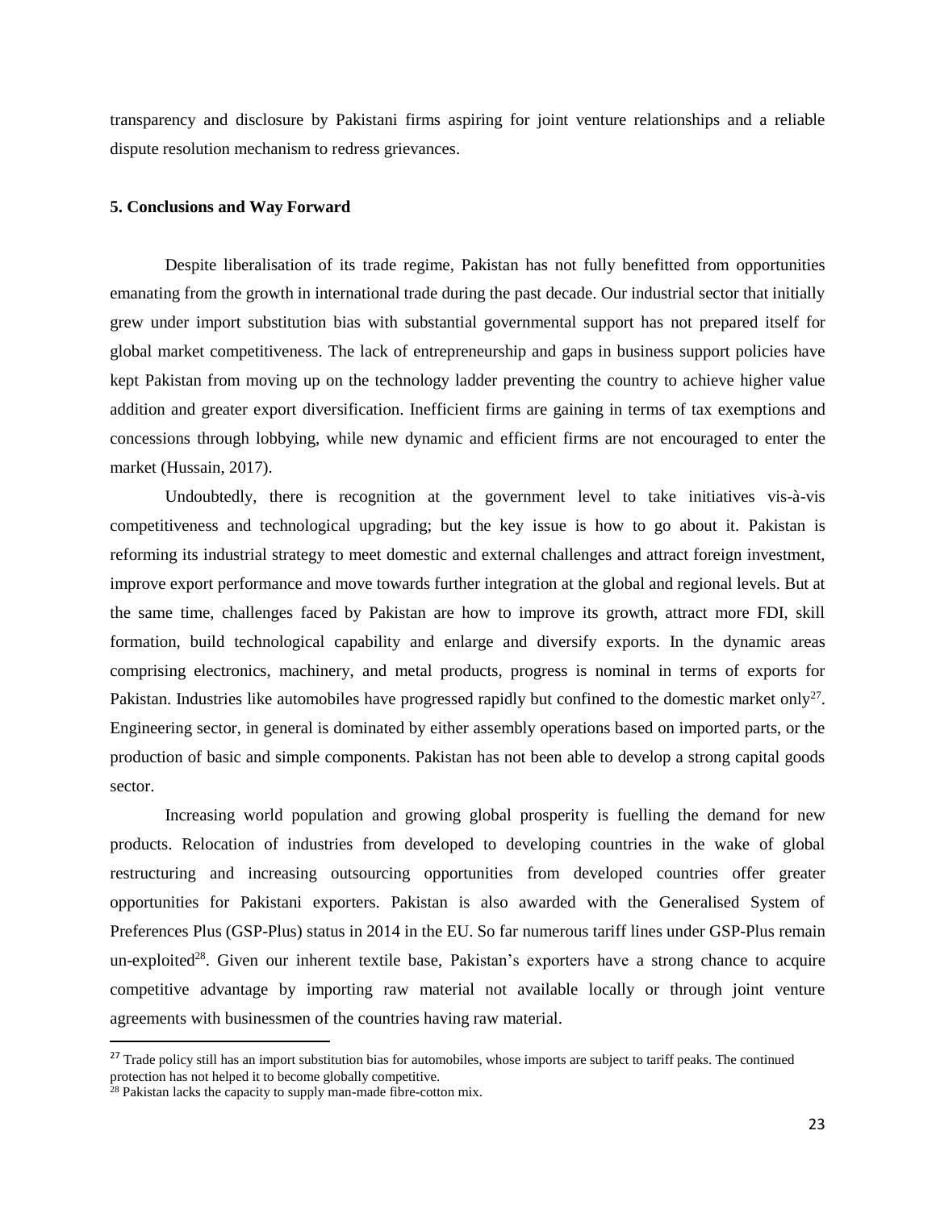transparency and disclosure by Pakistani firms aspiring for joint venture relationships and a reliable dispute resolution mechanism to redress grievances.

## 5. Conclusions and Way Forward

Despite liberalisation of its trade regime, Pakistan has not fully benefitted from opportunities emanating from the growth in international trade during the past decade. Our industrial sector that initially grew under import substitution bias with substantial governmental support has not prepared itself for global market competitiveness. The lack of entrepreneurship and gaps in business support policies have kept Pakistan from moving up on the technology ladder preventing the country to achieve higher value addition and greater export diversification. Inefficient firms are gaining in terms of tax exemptions and concessions through lobbying, while new dynamic and efficient firms are not encouraged to enter the market (Hussain, 2017).

Undoubtedly, there is recognition at the government level to take initiatives vis-à-vis competitiveness and technological upgrading; but the key issue is how to go about it. Pakistan is reforming its industrial strategy to meet domestic and external challenges and attract foreign investment, improve export performance and move towards further integration at the global and regional levels. But at the same time, challenges faced by Pakistan are how to improve its growth, attract more FDI, skill formation, build technological capability and enlarge and diversify exports. In the dynamic areas comprising electronics, machinery, and metal products, progress is nominal in terms of exports for Pakistan. Industries like automobiles have progressed rapidly but confined to the domestic market only[27]. Engineering sector, in general is dominated by either assembly operations based on imported parts, or the production of basic and simple components. Pakistan has not been able to develop a strong capital goods sector.

Increasing world population and growing global prosperity is fuelling the demand for new products. Relocation of industries from developed to developing countries in the wake of global restructuring and increasing outsourcing opportunities from developed countries offer greater opportunities for Pakistani exporters. Pakistan is also awarded with the Generalised System of Preferences Plus (GSP-Plus) status in 2014 in the EU. So far numerous tariff lines under GSP-Plus remain un-exploited[28]. Given our inherent textile base, Pakistan's exporters have a strong chance to acquire competitive advantage by importing raw material not available locally or through joint venture agreements with businessmen of the countries having raw material.

---

[27] Trade policy still has an import substitution bias for automobiles, whose imports are subject to tariff peaks. The continued protection has not helped it to become globally competitive.

[28] Pakistan lacks the capacity to supply man-made fibre-cotton mix.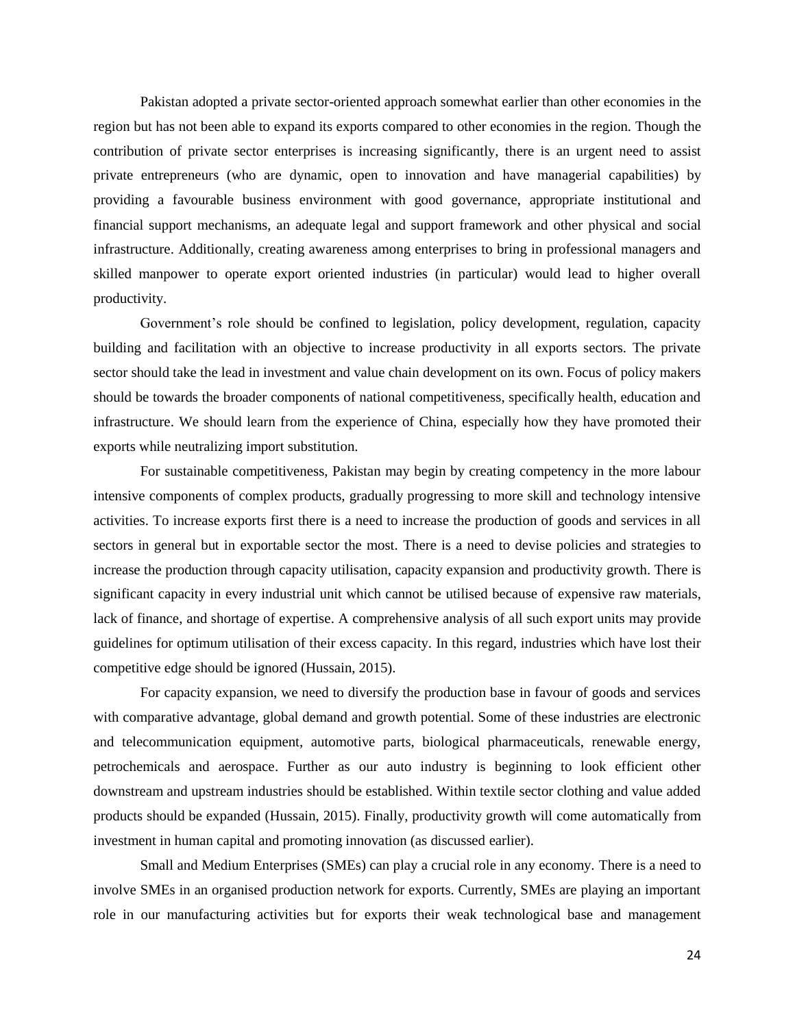Pakistan adopted a private sector-oriented approach somewhat earlier than other economies in the region but has not been able to expand its exports compared to other economies in the region. Though the contribution of private sector enterprises is increasing significantly, there is an urgent need to assist private entrepreneurs (who are dynamic, open to innovation and have managerial capabilities) by providing a favourable business environment with good governance, appropriate institutional and financial support mechanisms, an adequate legal and support framework and other physical and social infrastructure. Additionally, creating awareness among enterprises to bring in professional managers and skilled manpower to operate export oriented industries (in particular) would lead to higher overall productivity.

Government's role should be confined to legislation, policy development, regulation, capacity building and facilitation with an objective to increase productivity in all exports sectors. The private sector should take the lead in investment and value chain development on its own. Focus of policy makers should be towards the broader components of national competitiveness, specifically health, education and infrastructure. We should learn from the experience of China, especially how they have promoted their exports while neutralizing import substitution.

For sustainable competitiveness, Pakistan may begin by creating competency in the more labour intensive components of complex products, gradually progressing to more skill and technology intensive activities. To increase exports first there is a need to increase the production of goods and services in all sectors in general but in exportable sector the most. There is a need to devise policies and strategies to increase the production through capacity utilisation, capacity expansion and productivity growth. There is significant capacity in every industrial unit which cannot be utilised because of expensive raw materials, lack of finance, and shortage of expertise. A comprehensive analysis of all such export units may provide guidelines for optimum utilisation of their excess capacity. In this regard, industries which have lost their competitive edge should be ignored (Hussain, 2015).

For capacity expansion, we need to diversify the production base in favour of goods and services with comparative advantage, global demand and growth potential. Some of these industries are electronic and telecommunication equipment, automotive parts, biological pharmaceuticals, renewable energy, petrochemicals and aerospace. Further as our auto industry is beginning to look efficient other downstream and upstream industries should be established. Within textile sector clothing and value added products should be expanded (Hussain, 2015). Finally, productivity growth will come automatically from investment in human capital and promoting innovation (as discussed earlier).

Small and Medium Enterprises (SMEs) can play a crucial role in any economy. There is a need to involve SMEs in an organised production network for exports. Currently, SMEs are playing an important role in our manufacturing activities but for exports their weak technological base and management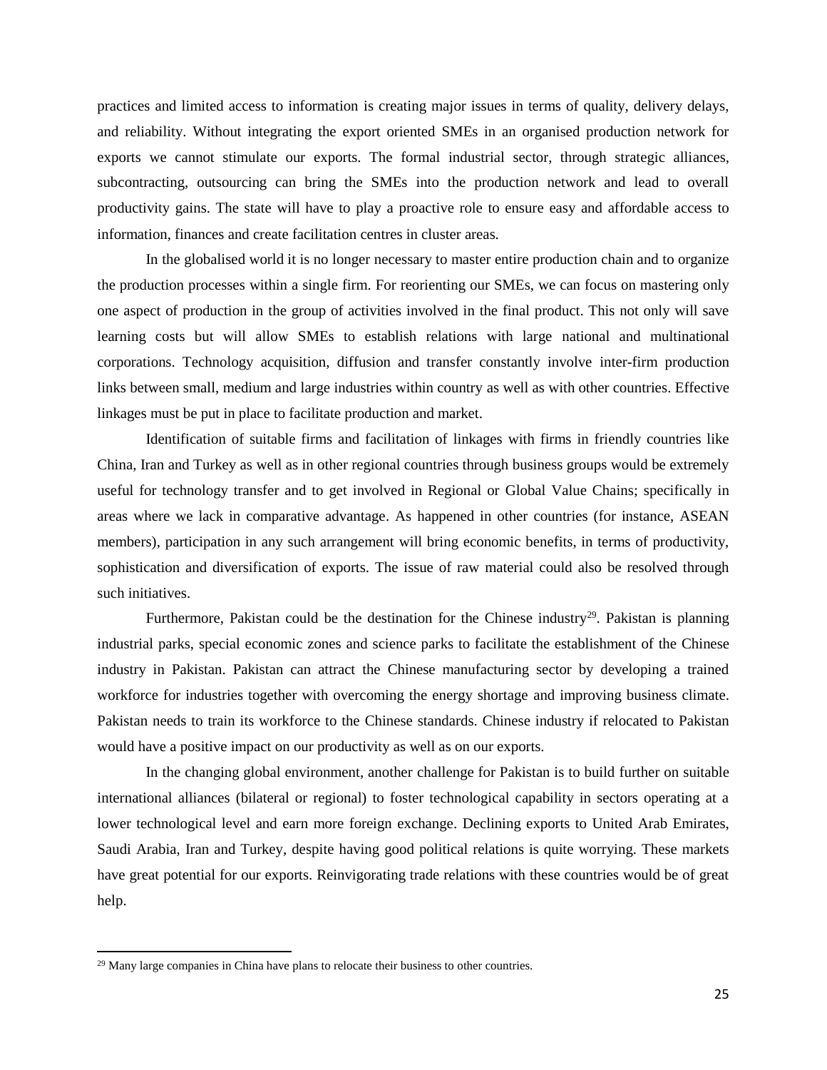practices and limited access to information is creating major issues in terms of quality, delivery delays, and reliability. Without integrating the export oriented SMEs in an organised production network for exports we cannot stimulate our exports. The formal industrial sector, through strategic alliances, subcontracting, outsourcing can bring the SMEs into the production network and lead to overall productivity gains. The state will have to play a proactive role to ensure easy and affordable access to information, finances and create facilitation centres in cluster areas.

In the globalised world it is no longer necessary to master entire production chain and to organize the production processes within a single firm. For reorienting our SMEs, we can focus on mastering only one aspect of production in the group of activities involved in the final product. This not only will save learning costs but will allow SMEs to establish relations with large national and multinational corporations. Technology acquisition, diffusion and transfer constantly involve inter-firm production links between small, medium and large industries within country as well as with other countries. Effective linkages must be put in place to facilitate production and market.

Identification of suitable firms and facilitation of linkages with firms in friendly countries like China, Iran and Turkey as well as in other regional countries through business groups would be extremely useful for technology transfer and to get involved in Regional or Global Value Chains; specifically in areas where we lack in comparative advantage. As happened in other countries (for instance, ASEAN members), participation in any such arrangement will bring economic benefits, in terms of productivity, sophistication and diversification of exports. The issue of raw material could also be resolved through such initiatives.

Furthermore, Pakistan could be the destination for the Chinese industry[29]. Pakistan is planning industrial parks, special economic zones and science parks to facilitate the establishment of the Chinese industry in Pakistan. Pakistan can attract the Chinese manufacturing sector by developing a trained workforce for industries together with overcoming the energy shortage and improving business climate. Pakistan needs to train its workforce to the Chinese standards. Chinese industry if relocated to Pakistan would have a positive impact on our productivity as well as on our exports.

In the changing global environment, another challenge for Pakistan is to build further on suitable international alliances (bilateral or regional) to foster technological capability in sectors operating at a lower technological level and earn more foreign exchange. Declining exports to United Arab Emirates, Saudi Arabia, Iran and Turkey, despite having good political relations is quite worrying. These markets have great potential for our exports. Reinvigorating trade relations with these countries would be of great help.

---

[29] Many large companies in China have plans to relocate their business to other countries.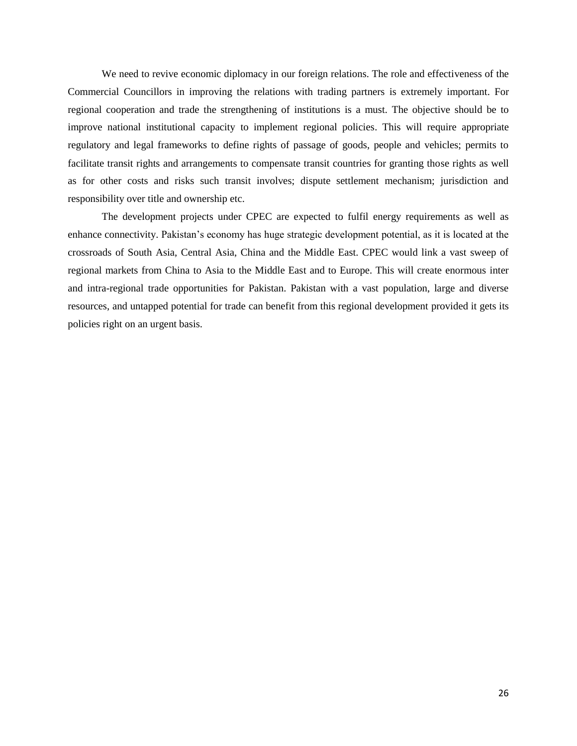We need to revive economic diplomacy in our foreign relations. The role and effectiveness of the Commercial Councillors in improving the relations with trading partners is extremely important. For regional cooperation and trade the strengthening of institutions is a must. The objective should be to improve national institutional capacity to implement regional policies. This will require appropriate regulatory and legal frameworks to define rights of passage of goods, people and vehicles; permits to facilitate transit rights and arrangements to compensate transit countries for granting those rights as well as for other costs and risks such transit involves; dispute settlement mechanism; jurisdiction and responsibility over title and ownership etc.

The development projects under CPEC are expected to fulfil energy requirements as well as enhance connectivity. Pakistan's economy has huge strategic development potential, as it is located at the crossroads of South Asia, Central Asia, China and the Middle East. CPEC would link a vast sweep of regional markets from China to Asia to the Middle East and to Europe. This will create enormous inter and intra-regional trade opportunities for Pakistan. Pakistan with a vast population, large and diverse resources, and untapped potential for trade can benefit from this regional development provided it gets its policies right on an urgent basis.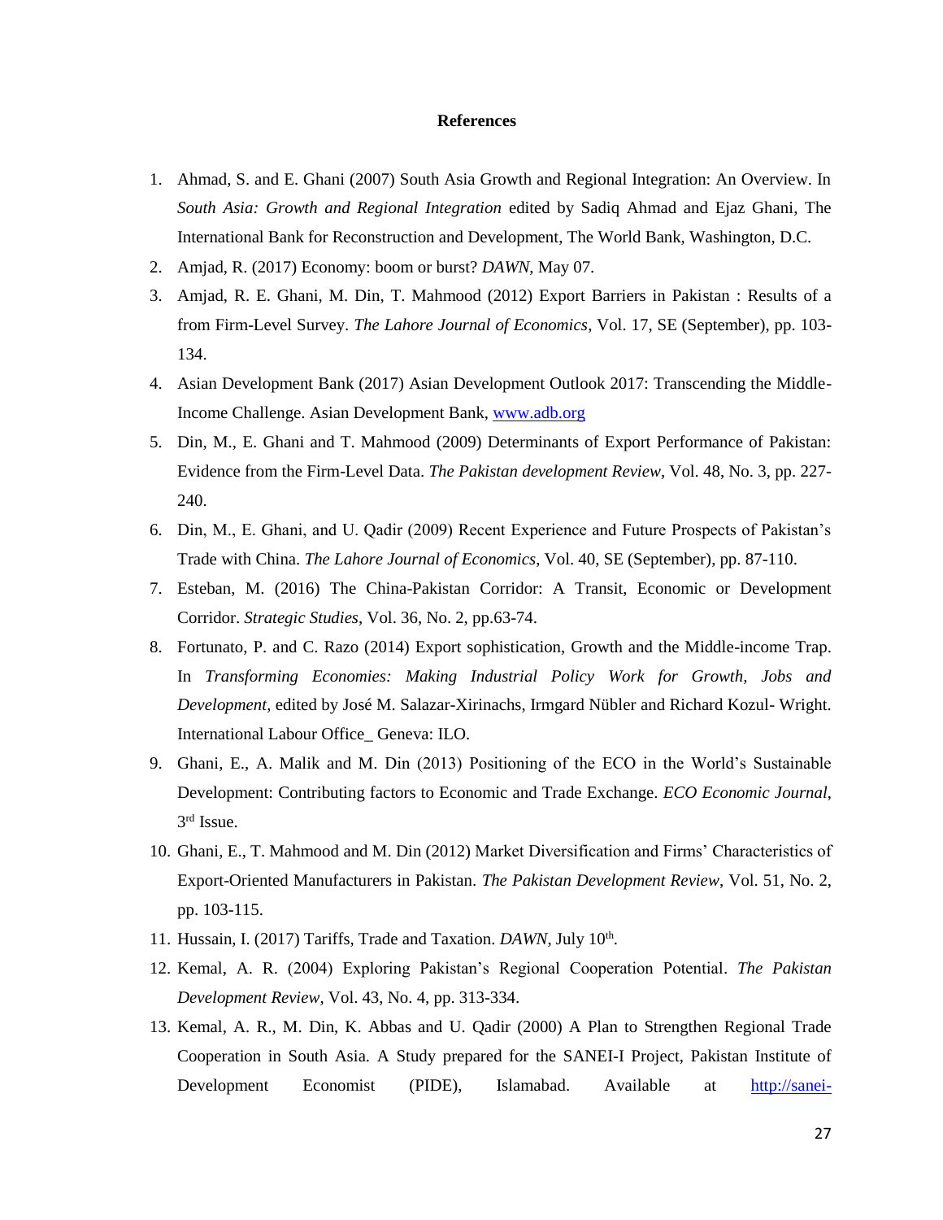**References**

1. Ahmad, S. and E. Ghani (2007) South Asia Growth and Regional Integration: An Overview. In *South Asia: Growth and Regional Integration* edited by Sadiq Ahmad and Ejaz Ghani, The International Bank for Reconstruction and Development, The World Bank, Washington, D.C.
2. Amjad, R. (2017) Economy: boom or burst? *DAWN*, May 07.
3. Amjad, R. E. Ghani, M. Din, T. Mahmood (2012) Export Barriers in Pakistan : Results of a from Firm-Level Survey. *The Lahore Journal of Economics*, Vol. 17, SE (September), pp. 103-134.
4. Asian Development Bank (2017) Asian Development Outlook 2017: Transcending the Middle-Income Challenge. Asian Development Bank, [www.adb.org](http://www.adb.org)
5. Din, M., E. Ghani and T. Mahmood (2009) Determinants of Export Performance of Pakistan: Evidence from the Firm-Level Data. *The Pakistan development Review*, Vol. 48, No. 3, pp. 227-240.
6. Din, M., E. Ghani, and U. Qadir (2009) Recent Experience and Future Prospects of Pakistan's Trade with China. *The Lahore Journal of Economics*, Vol. 40, SE (September), pp. 87-110.
7. Esteban, M. (2016) The China-Pakistan Corridor: A Transit, Economic or Development Corridor. *Strategic Studies*, Vol. 36, No. 2, pp.63-74.
8. Fortunato, P. and C. Razo (2014) Export sophistication, Growth and the Middle-income Trap. In *Transforming Economies: Making Industrial Policy Work for Growth, Jobs and Development*, edited by José M. Salazar-Xirinachs, Irmgard Nübler and Richard Kozul- Wright. International Labour Office_ Geneva: ILO.
9. Ghani, E., A. Malik and M. Din (2013) Positioning of the ECO in the World's Sustainable Development: Contributing factors to Economic and Trade Exchange. *ECO Economic Journal*, 3rd Issue.
10. Ghani, E., T. Mahmood and M. Din (2012) Market Diversification and Firms' Characteristics of Export-Oriented Manufacturers in Pakistan. *The Pakistan Development Review*, Vol. 51, No. 2, pp. 103-115.
11. Hussain, I. (2017) Tariffs, Trade and Taxation. *DAWN*, July 10th.
12. Kemal, A. R. (2004) Exploring Pakistan's Regional Cooperation Potential. *The Pakistan Development Review*, Vol. 43, No. 4, pp. 313-334.
13. Kemal, A. R., M. Din, K. Abbas and U. Qadir (2000) A Plan to Strengthen Regional Trade Cooperation in South Asia. A Study prepared for the SANEI-I Project, Pakistan Institute of Development Economist (PIDE), Islamabad. Available at http://sanei-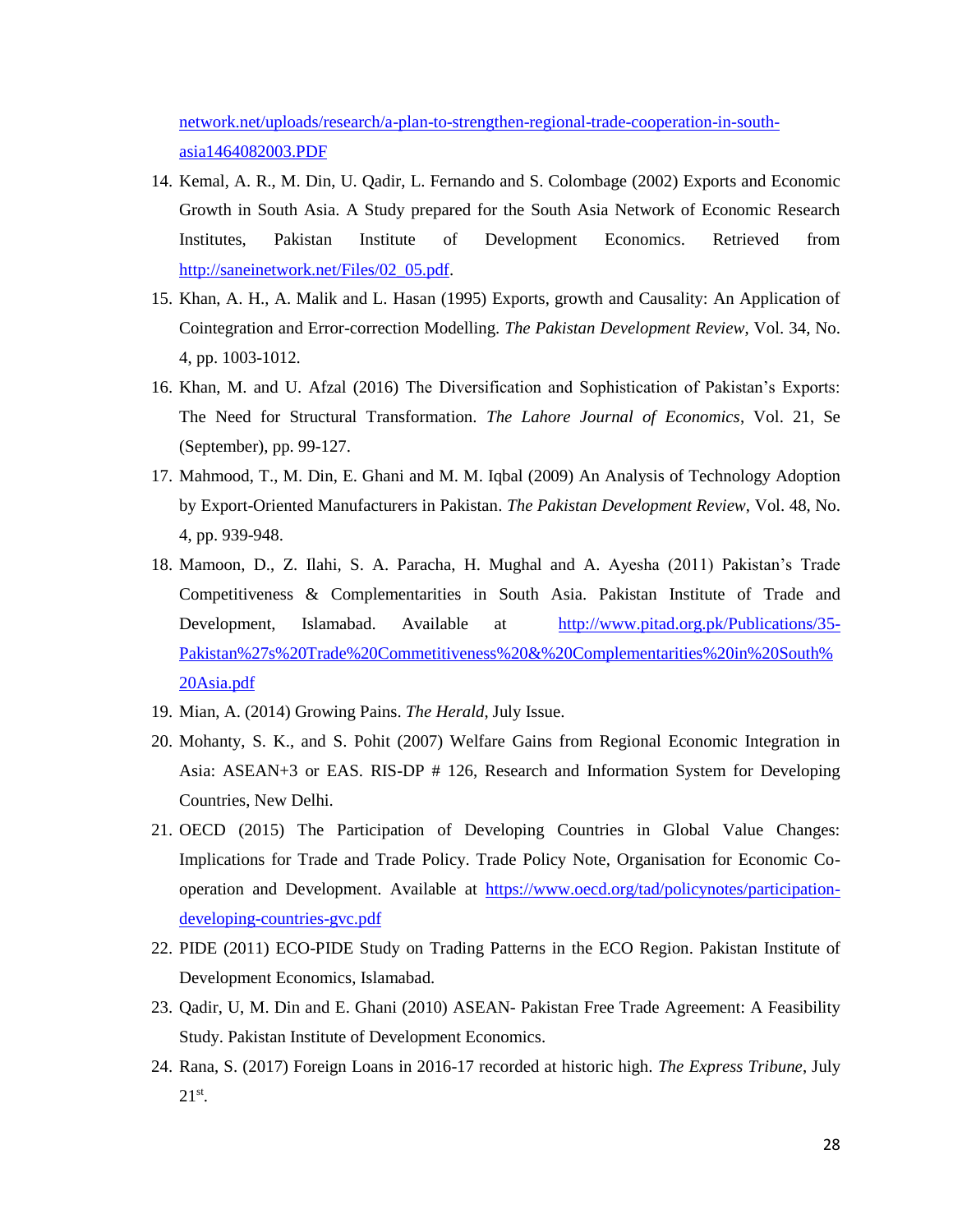network.net/uploads/research/a-plan-to-strengthen-regional-trade-cooperation-in-south-asia1464082003.PDF

14. Kemal, A. R., M. Din, U. Qadir, L. Fernando and S. Colombage (2002) Exports and Economic Growth in South Asia. A Study prepared for the South Asia Network of Economic Research Institutes, Pakistan Institute of Development Economics. Retrieved from http://saneinetwork.net/Files/02_05.pdf.
15. Khan, A. H., A. Malik and L. Hasan (1995) Exports, growth and Causality: An Application of Cointegration and Error-correction Modelling. *The Pakistan Development Review*, Vol. 34, No. 4, pp. 1003-1012.
16. Khan, M. and U. Afzal (2016) The Diversification and Sophistication of Pakistan's Exports: The Need for Structural Transformation. *The Lahore Journal of Economics*, Vol. 21, Se (September), pp. 99-127.
17. Mahmood, T., M. Din, E. Ghani and M. M. Iqbal (2009) An Analysis of Technology Adoption by Export-Oriented Manufacturers in Pakistan. *The Pakistan Development Review,* Vol. 48, No. 4, pp. 939-948.
18. Mamoon, D., Z. Ilahi, S. A. Paracha, H. Mughal and A. Ayesha (2011) Pakistan's Trade Competitiveness & Complementarities in South Asia. Pakistan Institute of Trade and Development, Islamabad. Available at http://www.pitad.org.pk/Publications/35-Pakistan%27s%20Trade%20Commetitiveness%20&%20Complementarities%20in%20South%20Asia.pdf
19. Mian, A. (2014) Growing Pains. *The Herald*, July Issue.
20. Mohanty, S. K., and S. Pohit (2007) Welfare Gains from Regional Economic Integration in Asia: ASEAN+3 or EAS. RIS-DP # 126, Research and Information System for Developing Countries, New Delhi.
21. OECD (2015) The Participation of Developing Countries in Global Value Changes: Implications for Trade and Trade Policy. Trade Policy Note, Organisation for Economic Co-operation and Development. Available at https://www.oecd.org/tad/policynotes/participation-developing-countries-gvc.pdf
22. PIDE (2011) ECO-PIDE Study on Trading Patterns in the ECO Region. Pakistan Institute of Development Economics, Islamabad.
23. Qadir, U, M. Din and E. Ghani (2010) ASEAN- Pakistan Free Trade Agreement: A Feasibility Study. Pakistan Institute of Development Economics.
24. Rana, S. (2017) Foreign Loans in 2016-17 recorded at historic high. *The Express Tribune*, July 21st.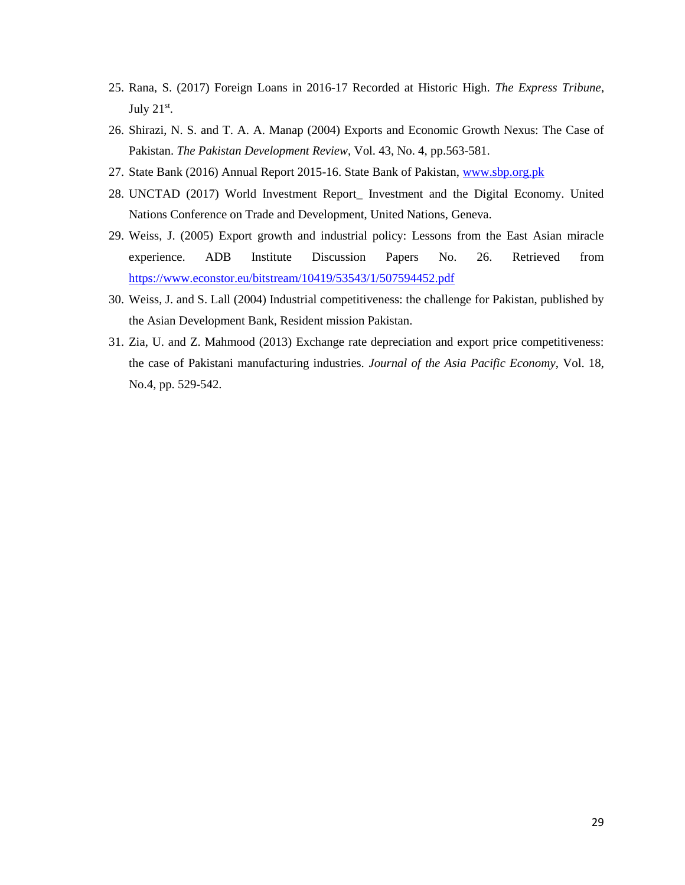25. Rana, S. (2017) Foreign Loans in 2016-17 Recorded at Historic High. *The Express Tribune*, July 21st.
26. Shirazi, N. S. and T. A. A. Manap (2004) Exports and Economic Growth Nexus: The Case of Pakistan. *The Pakistan Development Review*, Vol. 43, No. 4, pp.563-581.
27. State Bank (2016) Annual Report 2015-16. State Bank of Pakistan, www.sbp.org.pk
28. UNCTAD (2017) World Investment Report_ Investment and the Digital Economy. United Nations Conference on Trade and Development, United Nations, Geneva.
29. Weiss, J. (2005) Export growth and industrial policy: Lessons from the East Asian miracle experience. ADB Institute Discussion Papers No. 26. Retrieved from https://www.econstor.eu/bitstream/10419/53543/1/507594452.pdf
30. Weiss, J. and S. Lall (2004) Industrial competitiveness: the challenge for Pakistan, published by the Asian Development Bank, Resident mission Pakistan.
31. Zia, U. and Z. Mahmood (2013) Exchange rate depreciation and export price competitiveness: the case of Pakistani manufacturing industries. *Journal of the Asia Pacific Economy*, Vol. 18, No.4, pp. 529-542.